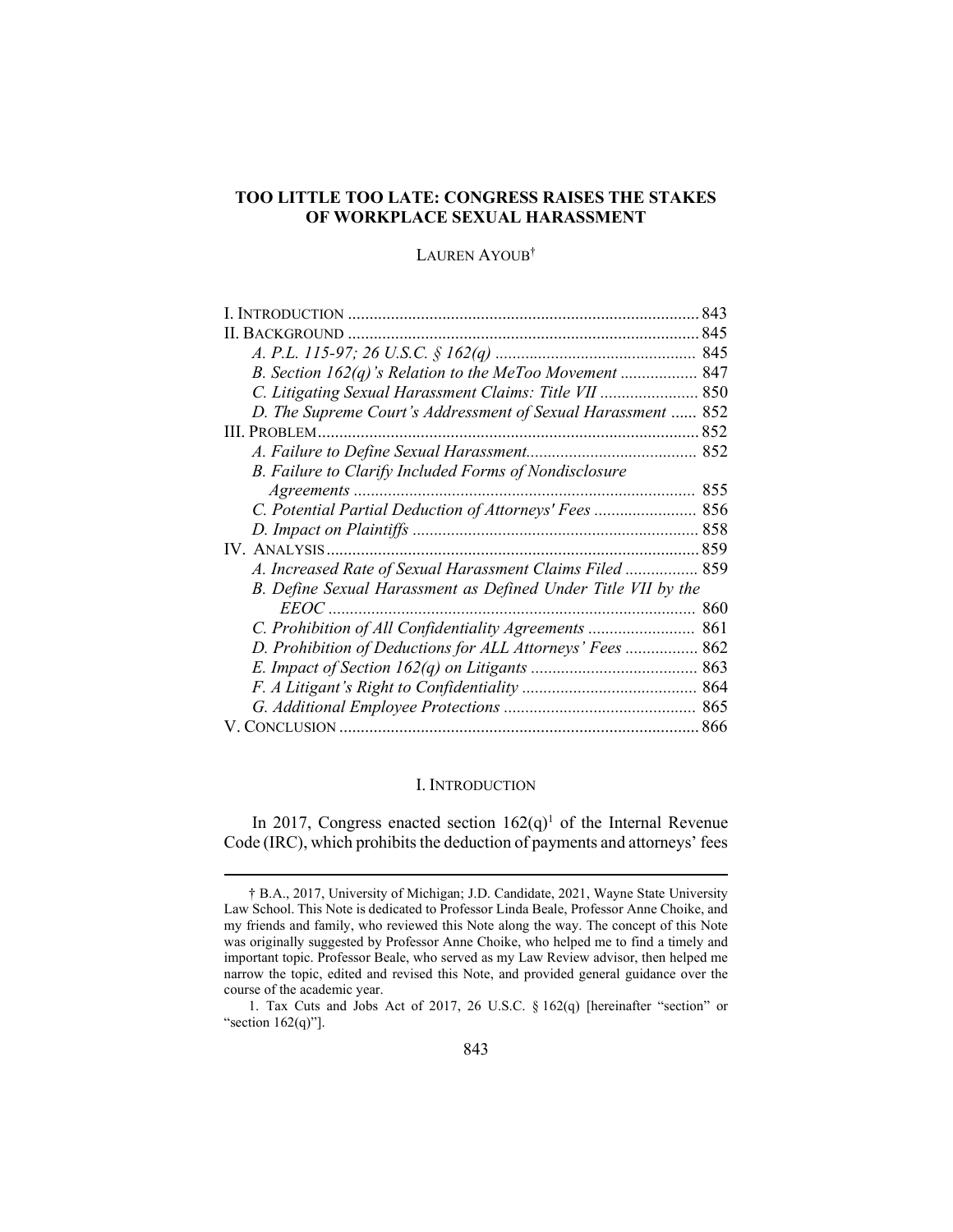# TOO LITTLE TOO LATE: CONGRESS RAISES THE STAKES OF WORKPLACE SEXUAL HARASSMENT

LAUREN AYOUB†

| | |
|---|---|
| I. INTRODUCTION | 843 |
| II. BACKGROUND | 845 |
| *A. P.L. 115-97; 26 U.S.C. § 162(q)* | 845 |
| *B. Section 162(q)'s Relation to the MeToo Movement* | 847 |
| *C. Litigating Sexual Harassment Claims: Title VII* | 850 |
| *D. The Supreme Court's Addressment of Sexual Harassment* | 852 |
| III. PROBLEM | 852 |
| *A. Failure to Define Sexual Harassment* | 852 |
| *B. Failure to Clarify Included Forms of Nondisclosure Agreements* | 855 |
| *C. Potential Partial Deduction of Attorneys' Fees* | 856 |
| *D. Impact on Plaintiffs* | 858 |
| IV. ANALYSIS | 859 |
| *A. Increased Rate of Sexual Harassment Claims Filed* | 859 |
| *B. Define Sexual Harassment as Defined Under Title VII by the EEOC* | 860 |
| *C. Prohibition of All Confidentiality Agreements* | 861 |
| *D. Prohibition of Deductions for ALL Attorneys' Fees* | 862 |
| *E. Impact of Section 162(q) on Litigants* | 863 |
| *F. A Litigant's Right to Confidentiality* | 864 |
| *G. Additional Employee Protections* | 865 |
| V. CONCLUSION | 866 |

## I. INTRODUCTION

In 2017, Congress enacted section 162(q)[1] of the Internal Revenue Code (IRC), which prohibits the deduction of payments and attorneys' fees

---

† B.A., 2017, University of Michigan; J.D. Candidate, 2021, Wayne State University Law School. This Note is dedicated to Professor Linda Beale, Professor Anne Choike, and my friends and family, who reviewed this Note along the way. The concept of this Note was originally suggested by Professor Anne Choike, who helped me to find a timely and important topic. Professor Beale, who served as my Law Review advisor, then helped me narrow the topic, edited and revised this Note, and provided general guidance over the course of the academic year.

1. Tax Cuts and Jobs Act of 2017, 26 U.S.C. § 162(q) [hereinafter "section" or "section 162(q)"].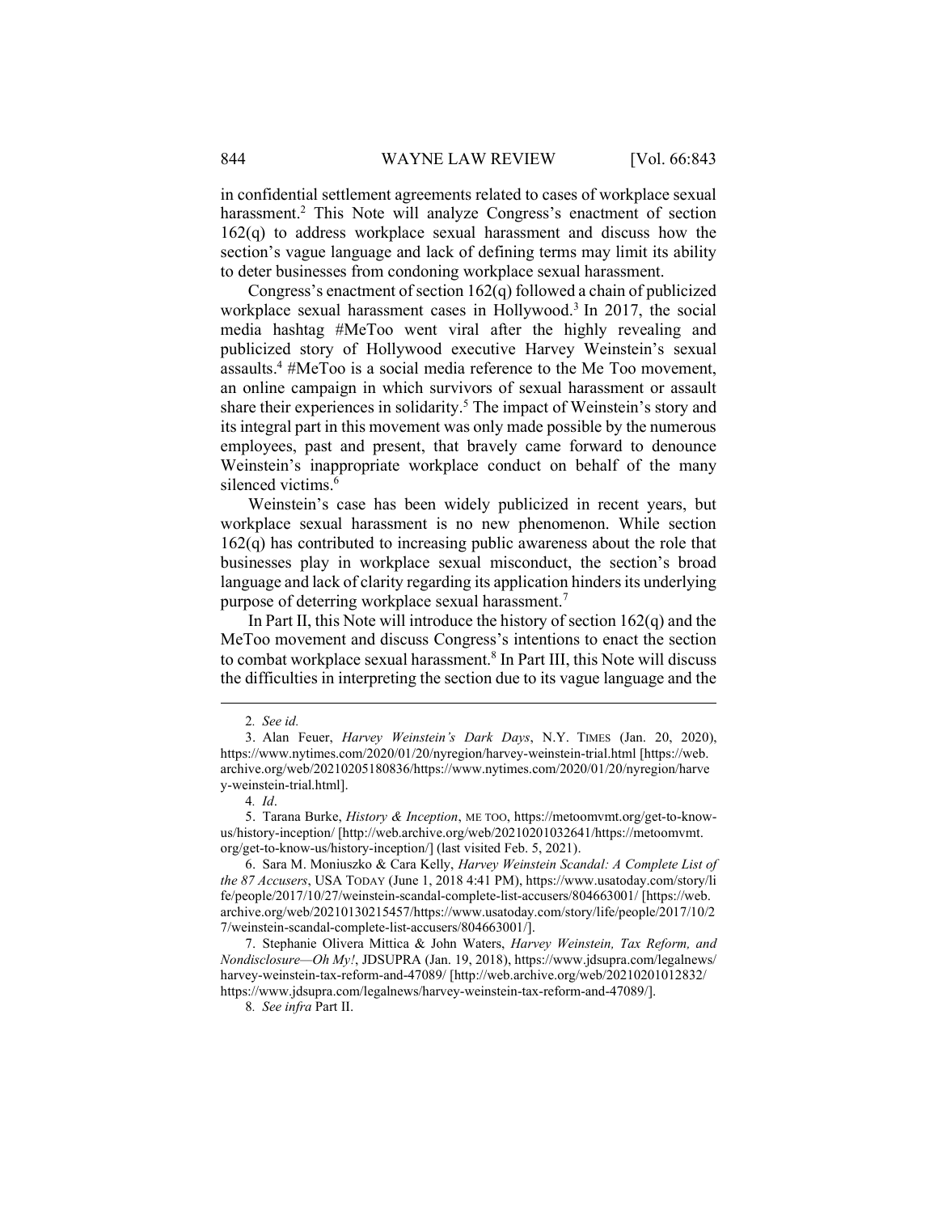in confidential settlement agreements related to cases of workplace sexual harassment.[2] This Note will analyze Congress's enactment of section 162(q) to address workplace sexual harassment and discuss how the section's vague language and lack of defining terms may limit its ability to deter businesses from condoning workplace sexual harassment.

Congress's enactment of section 162(q) followed a chain of publicized workplace sexual harassment cases in Hollywood.[3] In 2017, the social media hashtag #MeToo went viral after the highly revealing and publicized story of Hollywood executive Harvey Weinstein's sexual assaults.[4] #MeToo is a social media reference to the Me Too movement, an online campaign in which survivors of sexual harassment or assault share their experiences in solidarity.[5] The impact of Weinstein's story and its integral part in this movement was only made possible by the numerous employees, past and present, that bravely came forward to denounce Weinstein's inappropriate workplace conduct on behalf of the many silenced victims.[6]

Weinstein's case has been widely publicized in recent years, but workplace sexual harassment is no new phenomenon. While section 162(q) has contributed to increasing public awareness about the role that businesses play in workplace sexual misconduct, the section's broad language and lack of clarity regarding its application hinders its underlying purpose of deterring workplace sexual harassment.[7]

In Part II, this Note will introduce the history of section 162(q) and the MeToo movement and discuss Congress's intentions to enact the section to combat workplace sexual harassment.[8] In Part III, this Note will discuss the difficulties in interpreting the section due to its vague language and the

---

2. *See id.*

3. Alan Feuer, *Harvey Weinstein's Dark Days*, N.Y. TIMES (Jan. 20, 2020), https://www.nytimes.com/2020/01/20/nyregion/harvey-weinstein-trial.html [https://web.archive.org/web/20210205180836/https://www.nytimes.com/2020/01/20/nyregion/harvey-weinstein-trial.html].

4. *Id*.

5. Tarana Burke, *History & Inception*, ME TOO, https://metoomvmt.org/get-to-know-us/history-inception/ [http://web.archive.org/web/20210201032641/https://metoomvmt.org/get-to-know-us/history-inception/] (last visited Feb. 5, 2021).

6. Sara M. Moniuszko & Cara Kelly, *Harvey Weinstein Scandal: A Complete List of the 87 Accusers*, USA TODAY (June 1, 2018 4:41 PM), https://www.usatoday.com/story/life/people/2017/10/27/weinstein-scandal-complete-list-accusers/804663001/ [https://web.archive.org/web/20210130215457/https://www.usatoday.com/story/life/people/2017/10/27/weinstein-scandal-complete-list-accusers/804663001/].

7. Stephanie Olivera Mittica & John Waters, *Harvey Weinstein, Tax Reform, and Nondisclosure—Oh My!*, JDSUPRA (Jan. 19, 2018), https://www.jdsupra.com/legalnews/harvey-weinstein-tax-reform-and-47089/ [http://web.archive.org/web/20210201012832/https://www.jdsupra.com/legalnews/harvey-weinstein-tax-reform-and-47089/].

8. *See infra* Part II.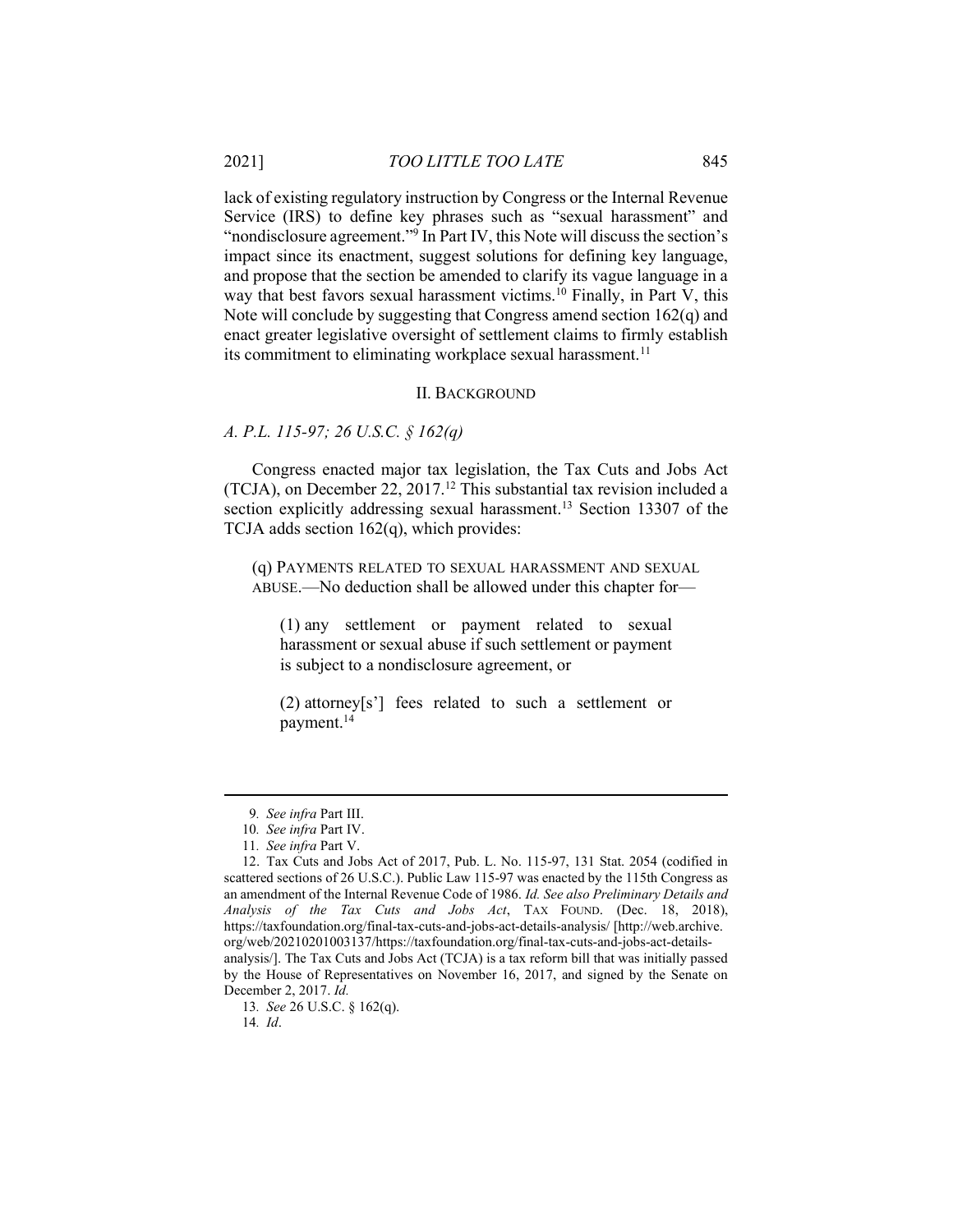lack of existing regulatory instruction by Congress or the Internal Revenue Service (IRS) to define key phrases such as "sexual harassment" and "nondisclosure agreement."[9] In Part IV, this Note will discuss the section's impact since its enactment, suggest solutions for defining key language, and propose that the section be amended to clarify its vague language in a way that best favors sexual harassment victims.[10] Finally, in Part V, this Note will conclude by suggesting that Congress amend section 162(q) and enact greater legislative oversight of settlement claims to firmly establish its commitment to eliminating workplace sexual harassment.[11]

## II. BACKGROUND

### *A. P.L. 115-97; 26 U.S.C. § 162(q)*

Congress enacted major tax legislation, the Tax Cuts and Jobs Act (TCJA), on December 22, 2017.[12] This substantial tax revision included a section explicitly addressing sexual harassment.[13] Section 13307 of the TCJA adds section 162(q), which provides:

> (q) PAYMENTS RELATED TO SEXUAL HARASSMENT AND SEXUAL ABUSE.—No deduction shall be allowed under this chapter for—
>
> > (1) any settlement or payment related to sexual harassment or sexual abuse if such settlement or payment is subject to a nondisclosure agreement, or
> >
> > (2) attorney[s'] fees related to such a settlement or payment.[14]

---

9. *See infra* Part III.

10. *See infra* Part IV.

11. *See infra* Part V.

12. Tax Cuts and Jobs Act of 2017, Pub. L. No. 115-97, 131 Stat. 2054 (codified in scattered sections of 26 U.S.C.). Public Law 115-97 was enacted by the 115th Congress as an amendment of the Internal Revenue Code of 1986. *Id. See also Preliminary Details and Analysis of the Tax Cuts and Jobs Act*, TAX FOUND. (Dec. 18, 2018), https://taxfoundation.org/final-tax-cuts-and-jobs-act-details-analysis/ [http://web.archive.org/web/20210201003137/https://taxfoundation.org/final-tax-cuts-and-jobs-act-details-analysis/]. The Tax Cuts and Jobs Act (TCJA) is a tax reform bill that was initially passed by the House of Representatives on November 16, 2017, and signed by the Senate on December 2, 2017. *Id.*

13. *See* 26 U.S.C. § 162(q).

14. *Id*.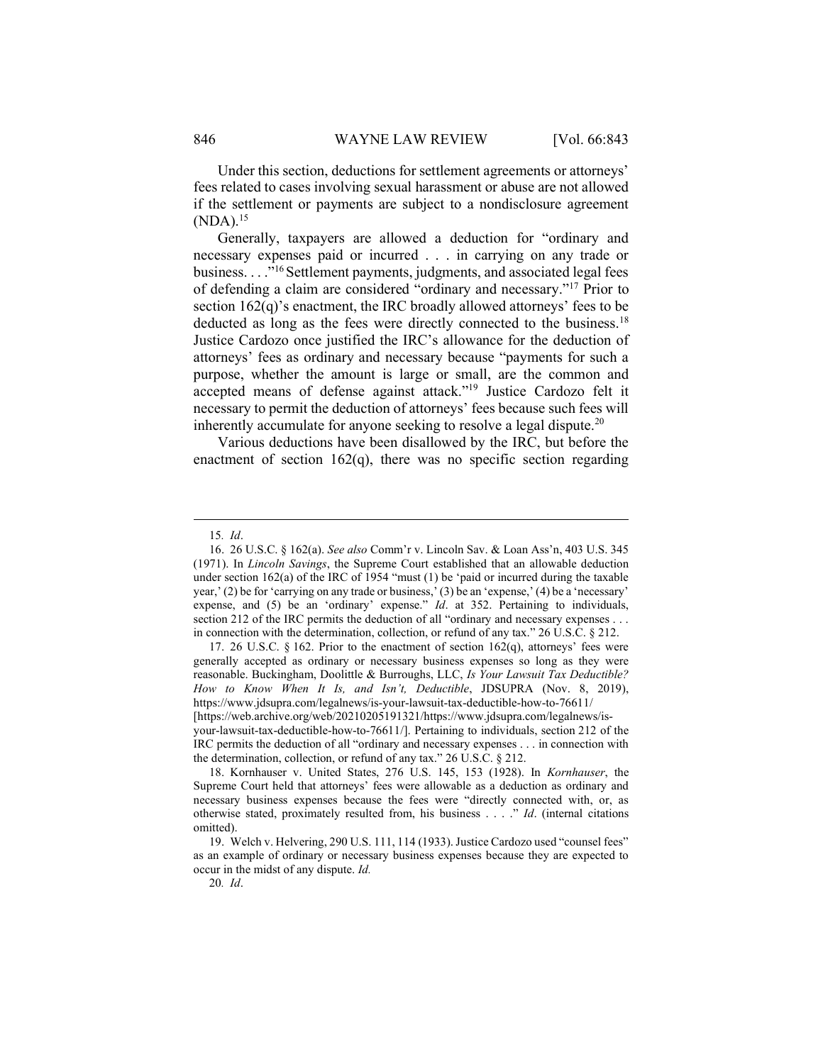Under this section, deductions for settlement agreements or attorneys' fees related to cases involving sexual harassment or abuse are not allowed if the settlement or payments are subject to a nondisclosure agreement (NDA).[15]

Generally, taxpayers are allowed a deduction for "ordinary and necessary expenses paid or incurred . . . in carrying on any trade or business. . . ."[16] Settlement payments, judgments, and associated legal fees of defending a claim are considered "ordinary and necessary."[17] Prior to section 162(q)'s enactment, the IRC broadly allowed attorneys' fees to be deducted as long as the fees were directly connected to the business.[18] Justice Cardozo once justified the IRC's allowance for the deduction of attorneys' fees as ordinary and necessary because "payments for such a purpose, whether the amount is large or small, are the common and accepted means of defense against attack."[19] Justice Cardozo felt it necessary to permit the deduction of attorneys' fees because such fees will inherently accumulate for anyone seeking to resolve a legal dispute.[20]

Various deductions have been disallowed by the IRC, but before the enactment of section 162(q), there was no specific section regarding

---

15. *Id*.

16. 26 U.S.C. § 162(a). *See also* Comm'r v. Lincoln Sav. & Loan Ass'n, 403 U.S. 345 (1971). In *Lincoln Savings*, the Supreme Court established that an allowable deduction under section 162(a) of the IRC of 1954 "must (1) be 'paid or incurred during the taxable year,' (2) be for 'carrying on any trade or business,' (3) be an 'expense,' (4) be a 'necessary' expense, and (5) be an 'ordinary' expense." *Id*. at 352. Pertaining to individuals, section 212 of the IRC permits the deduction of all "ordinary and necessary expenses . . . in connection with the determination, collection, or refund of any tax." 26 U.S.C. § 212.

17. 26 U.S.C. § 162. Prior to the enactment of section 162(q), attorneys' fees were generally accepted as ordinary or necessary business expenses so long as they were reasonable. Buckingham, Doolittle & Burroughs, LLC, *Is Your Lawsuit Tax Deductible? How to Know When It Is, and Isn't, Deductible*, JDSUPRA (Nov. 8, 2019), https://www.jdsupra.com/legalnews/is-your-lawsuit-tax-deductible-how-to-76611/ [https://web.archive.org/web/20210205191321/https://www.jdsupra.com/legalnews/is-your-lawsuit-tax-deductible-how-to-76611/]. Pertaining to individuals, section 212 of the IRC permits the deduction of all "ordinary and necessary expenses . . . in connection with the determination, collection, or refund of any tax." 26 U.S.C. § 212.

18. Kornhauser v. United States, 276 U.S. 145, 153 (1928). In *Kornhauser*, the Supreme Court held that attorneys' fees were allowable as a deduction as ordinary and necessary business expenses because the fees were "directly connected with, or, as otherwise stated, proximately resulted from, his business . . . ." *Id*. (internal citations omitted).

19. Welch v. Helvering, 290 U.S. 111, 114 (1933). Justice Cardozo used "counsel fees" as an example of ordinary or necessary business expenses because they are expected to occur in the midst of any dispute. *Id.*

20. *Id*.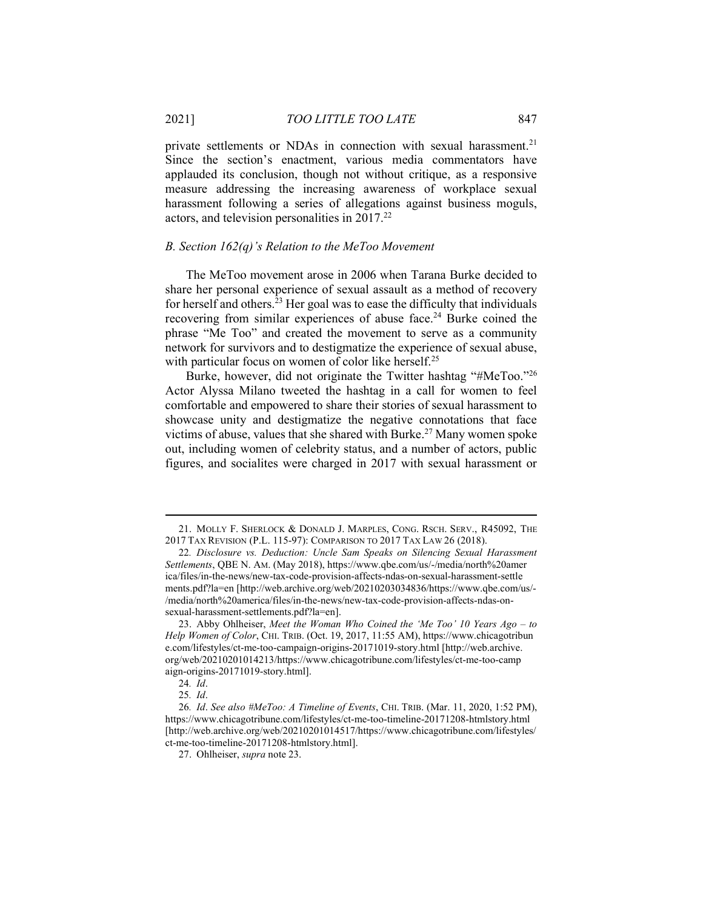private settlements or NDAs in connection with sexual harassment.[21] Since the section's enactment, various media commentators have applauded its conclusion, though not without critique, as a responsive measure addressing the increasing awareness of workplace sexual harassment following a series of allegations against business moguls, actors, and television personalities in 2017.[22]

### *B. Section 162(q)'s Relation to the MeToo Movement*

The MeToo movement arose in 2006 when Tarana Burke decided to share her personal experience of sexual assault as a method of recovery for herself and others.[23] Her goal was to ease the difficulty that individuals recovering from similar experiences of abuse face.[24] Burke coined the phrase "Me Too" and created the movement to serve as a community network for survivors and to destigmatize the experience of sexual abuse, with particular focus on women of color like herself.[25]

Burke, however, did not originate the Twitter hashtag "#MeToo."[26] Actor Alyssa Milano tweeted the hashtag in a call for women to feel comfortable and empowered to share their stories of sexual harassment to showcase unity and destigmatize the negative connotations that face victims of abuse, values that she shared with Burke.[27] Many women spoke out, including women of celebrity status, and a number of actors, public figures, and socialites were charged in 2017 with sexual harassment or

---

21. MOLLY F. SHERLOCK & DONALD J. MARPLES, CONG. RSCH. SERV., R45092, THE 2017 TAX REVISION (P.L. 115-97): COMPARISON TO 2017 TAX LAW 26 (2018).

22. *Disclosure vs. Deduction: Uncle Sam Speaks on Silencing Sexual Harassment Settlements*, QBE N. AM. (May 2018), https://www.qbe.com/us/-/media/north%20america/files/in-the-news/new-tax-code-provision-affects-ndas-on-sexual-harassment-settlements.pdf?la=en [http://web.archive.org/web/20210203034836/https://www.qbe.com/us/-/media/north%20america/files/in-the-news/new-tax-code-provision-affects-ndas-on-sexual-harassment-settlements.pdf?la=en].

23. Abby Ohlheiser, *Meet the Woman Who Coined the 'Me Too' 10 Years Ago – to Help Women of Color*, CHI. TRIB. (Oct. 19, 2017, 11:55 AM), https://www.chicagotribune.com/lifestyles/ct-me-too-campaign-origins-20171019-story.html [http://web.archive.org/web/20210201014213/https://www.chicagotribune.com/lifestyles/ct-me-too-campaign-origins-20171019-story.html].

24. *Id*.

25. *Id*.

26. *Id*. *See also #MeToo: A Timeline of Events*, CHI. TRIB. (Mar. 11, 2020, 1:52 PM), https://www.chicagotribune.com/lifestyles/ct-me-too-timeline-20171208-htmlstory.html [http://web.archive.org/web/20210201014517/https://www.chicagotribune.com/lifestyles/ct-me-too-timeline-20171208-htmlstory.html].

27. Ohlheiser, *supra* note 23.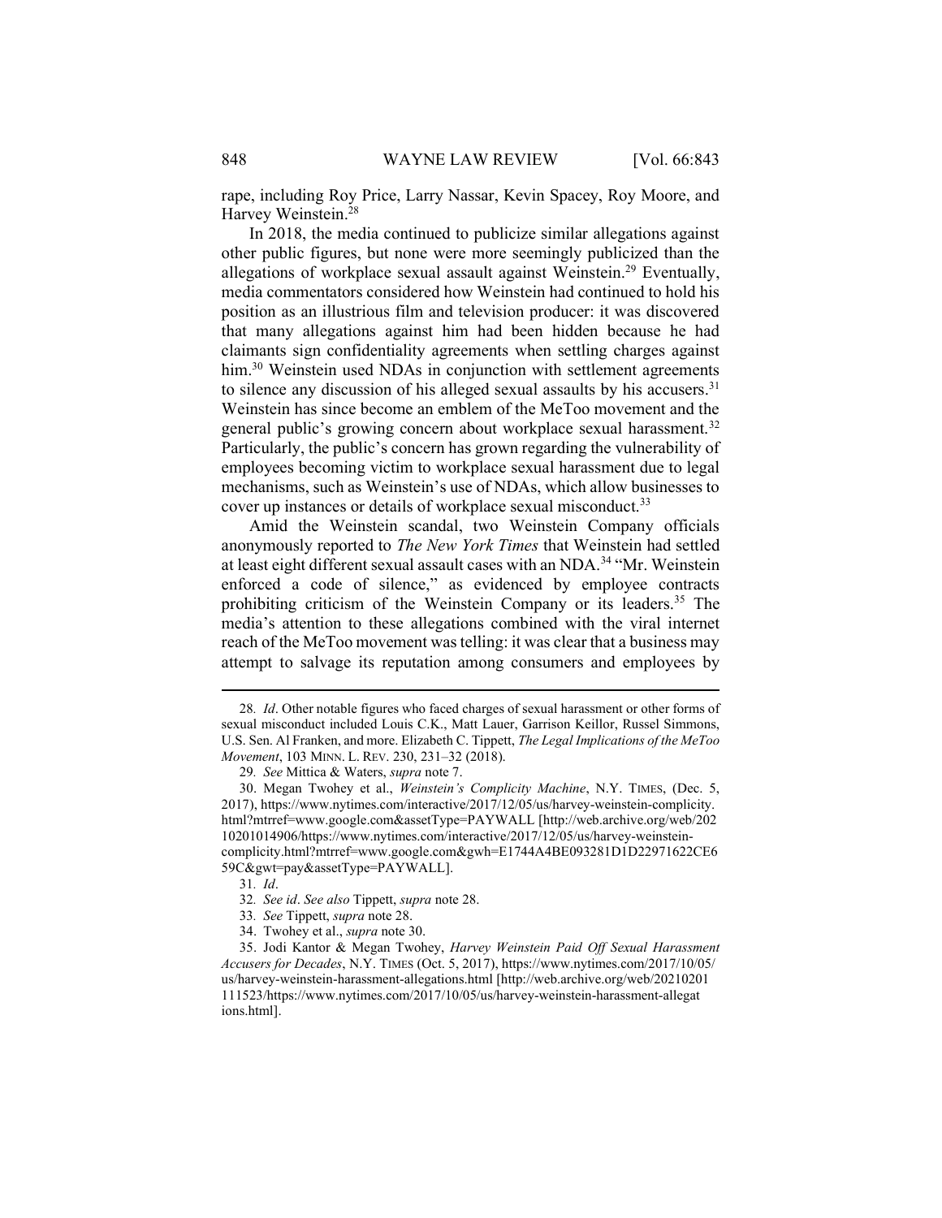rape, including Roy Price, Larry Nassar, Kevin Spacey, Roy Moore, and Harvey Weinstein.[28]

In 2018, the media continued to publicize similar allegations against other public figures, but none were more seemingly publicized than the allegations of workplace sexual assault against Weinstein.[29] Eventually, media commentators considered how Weinstein had continued to hold his position as an illustrious film and television producer: it was discovered that many allegations against him had been hidden because he had claimants sign confidentiality agreements when settling charges against him.[30] Weinstein used NDAs in conjunction with settlement agreements to silence any discussion of his alleged sexual assaults by his accusers.[31] Weinstein has since become an emblem of the MeToo movement and the general public's growing concern about workplace sexual harassment.[32] Particularly, the public's concern has grown regarding the vulnerability of employees becoming victim to workplace sexual harassment due to legal mechanisms, such as Weinstein's use of NDAs, which allow businesses to cover up instances or details of workplace sexual misconduct.[33]

Amid the Weinstein scandal, two Weinstein Company officials anonymously reported to *The New York Times* that Weinstein had settled at least eight different sexual assault cases with an NDA.[34] "Mr. Weinstein enforced a code of silence," as evidenced by employee contracts prohibiting criticism of the Weinstein Company or its leaders.[35] The media's attention to these allegations combined with the viral internet reach of the MeToo movement was telling: it was clear that a business may attempt to salvage its reputation among consumers and employees by

---

28. *Id*. Other notable figures who faced charges of sexual harassment or other forms of sexual misconduct included Louis C.K., Matt Lauer, Garrison Keillor, Russel Simmons, U.S. Sen. Al Franken, and more. Elizabeth C. Tippett, *The Legal Implications of the MeToo Movement*, 103 MINN. L. REV. 230, 231–32 (2018).

29. *See* Mittica & Waters, *supra* note 7.

30. Megan Twohey et al., *Weinstein's Complicity Machine*, N.Y. TIMES, (Dec. 5, 2017), https://www.nytimes.com/interactive/2017/12/05/us/harvey-weinstein-complicity.html?mtrref=www.google.com&assetType=PAYWALL [http://web.archive.org/web/20210201014906/https://www.nytimes.com/interactive/2017/12/05/us/harvey-weinstein-complicity.html?mtrref=www.google.com&gwh=E1744A4BE093281D1D22971622CE659C&gwt=pay&assetType=PAYWALL].

31. *Id*.

32. *See id*. *See also* Tippett, *supra* note 28.

33. *See* Tippett, *supra* note 28.

34. Twohey et al., *supra* note 30.

35. Jodi Kantor & Megan Twohey, *Harvey Weinstein Paid Off Sexual Harassment Accusers for Decades*, N.Y. TIMES (Oct. 5, 2017), https://www.nytimes.com/2017/10/05/us/harvey-weinstein-harassment-allegations.html [http://web.archive.org/web/20210201111523/https://www.nytimes.com/2017/10/05/us/harvey-weinstein-harassment-allegations.html].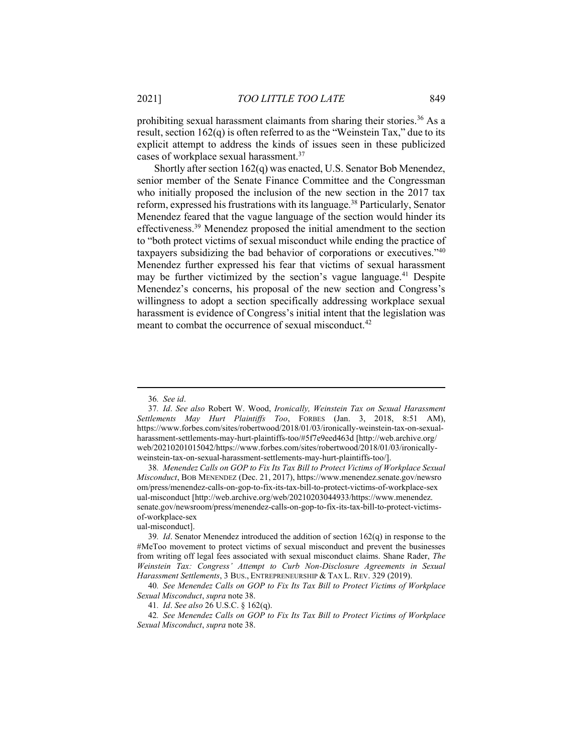prohibiting sexual harassment claimants from sharing their stories.[36] As a result, section 162(q) is often referred to as the "Weinstein Tax," due to its explicit attempt to address the kinds of issues seen in these publicized cases of workplace sexual harassment.[37]

Shortly after section 162(q) was enacted, U.S. Senator Bob Menendez, senior member of the Senate Finance Committee and the Congressman who initially proposed the inclusion of the new section in the 2017 tax reform, expressed his frustrations with its language.[38] Particularly, Senator Menendez feared that the vague language of the section would hinder its effectiveness.[39] Menendez proposed the initial amendment to the section to "both protect victims of sexual misconduct while ending the practice of taxpayers subsidizing the bad behavior of corporations or executives."[40] Menendez further expressed his fear that victims of sexual harassment may be further victimized by the section's vague language.[41] Despite Menendez's concerns, his proposal of the new section and Congress's willingness to adopt a section specifically addressing workplace sexual harassment is evidence of Congress's initial intent that the legislation was meant to combat the occurrence of sexual misconduct.[42]

---

36. *See id*.

37. *Id*. *See also* Robert W. Wood, *Ironically, Weinstein Tax on Sexual Harassment Settlements May Hurt Plaintiffs Too*, FORBES (Jan. 3, 2018, 8:51 AM), https://www.forbes.com/sites/robertwood/2018/01/03/ironically-weinstein-tax-on-sexual-harassment-settlements-may-hurt-plaintiffs-too/#5f7e9eed463d [http://web.archive.org/web/20210201015042/https://www.forbes.com/sites/robertwood/2018/01/03/ironically-weinstein-tax-on-sexual-harassment-settlements-may-hurt-plaintiffs-too/].

38. *Menendez Calls on GOP to Fix Its Tax Bill to Protect Victims of Workplace Sexual Misconduct*, BOB MENENDEZ (Dec. 21, 2017), https://www.menendez.senate.gov/newsroom/press/menendez-calls-on-gop-to-fix-its-tax-bill-to-protect-victims-of-workplace-sexual-misconduct [http://web.archive.org/web/20210203044933/https://www.menendez.senate.gov/newsroom/press/menendez-calls-on-gop-to-fix-its-tax-bill-to-protect-victims-of-workplace-sexual-misconduct].

39. *Id*. Senator Menendez introduced the addition of section 162(q) in response to the #MeToo movement to protect victims of sexual misconduct and prevent the businesses from writing off legal fees associated with sexual misconduct claims. Shane Rader, *The Weinstein Tax: Congress' Attempt to Curb Non-Disclosure Agreements in Sexual Harassment Settlements*, 3 BUS., ENTREPRENEURSHIP & TAX L. REV. 329 (2019).

40. *See Menendez Calls on GOP to Fix Its Tax Bill to Protect Victims of Workplace Sexual Misconduct*, *supra* note 38.

41. *Id*. *See also* 26 U.S.C. § 162(q).

42. *See Menendez Calls on GOP to Fix Its Tax Bill to Protect Victims of Workplace Sexual Misconduct*, *supra* note 38.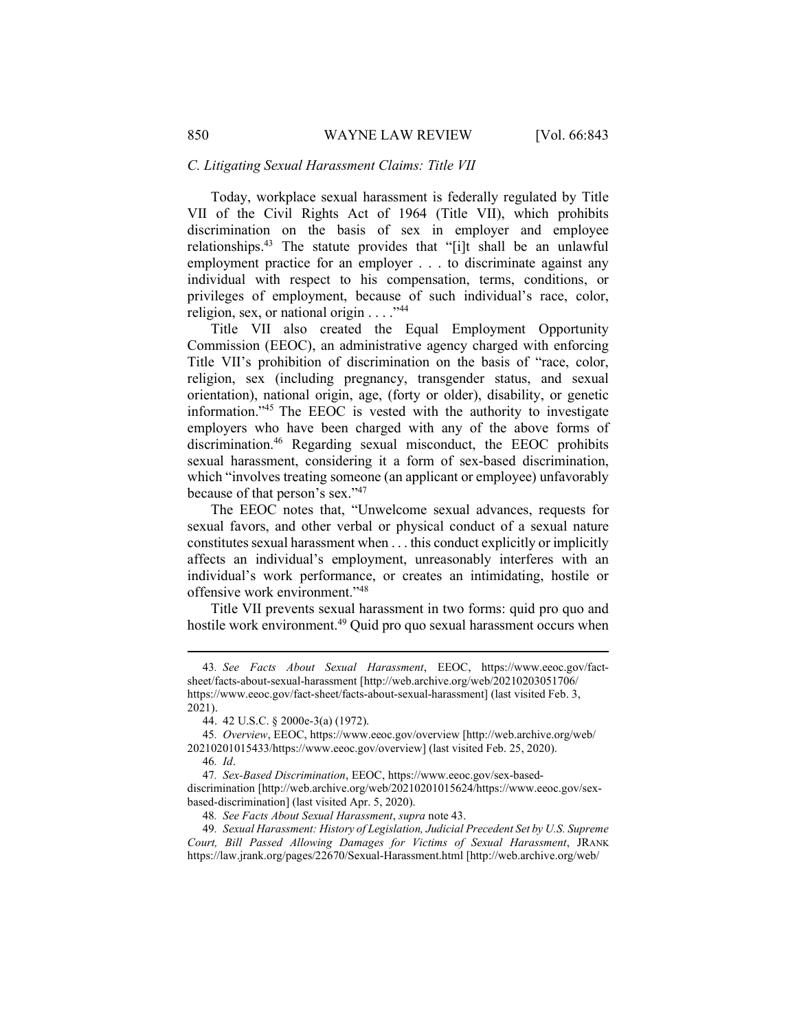### *C. Litigating Sexual Harassment Claims: Title VII*

Today, workplace sexual harassment is federally regulated by Title VII of the Civil Rights Act of 1964 (Title VII), which prohibits discrimination on the basis of sex in employer and employee relationships.[43] The statute provides that "[i]t shall be an unlawful employment practice for an employer . . . to discriminate against any individual with respect to his compensation, terms, conditions, or privileges of employment, because of such individual's race, color, religion, sex, or national origin . . . ."[44]

Title VII also created the Equal Employment Opportunity Commission (EEOC), an administrative agency charged with enforcing Title VII's prohibition of discrimination on the basis of "race, color, religion, sex (including pregnancy, transgender status, and sexual orientation), national origin, age, (forty or older), disability, or genetic information."[45] The EEOC is vested with the authority to investigate employers who have been charged with any of the above forms of discrimination.[46] Regarding sexual misconduct, the EEOC prohibits sexual harassment, considering it a form of sex-based discrimination, which "involves treating someone (an applicant or employee) unfavorably because of that person's sex."[47]

The EEOC notes that, "Unwelcome sexual advances, requests for sexual favors, and other verbal or physical conduct of a sexual nature constitutes sexual harassment when . . . this conduct explicitly or implicitly affects an individual's employment, unreasonably interferes with an individual's work performance, or creates an intimidating, hostile or offensive work environment."[48]

Title VII prevents sexual harassment in two forms: quid pro quo and hostile work environment.[49] Quid pro quo sexual harassment occurs when

---

43. *See Facts About Sexual Harassment*, EEOC, https://www.eeoc.gov/fact-sheet/facts-about-sexual-harassment [http://web.archive.org/web/20210203051706/https://www.eeoc.gov/fact-sheet/facts-about-sexual-harassment] (last visited Feb. 3, 2021).

44. 42 U.S.C. § 2000e-3(a) (1972).

45. *Overview*, EEOC, https://www.eeoc.gov/overview [http://web.archive.org/web/20210201015433/https://www.eeoc.gov/overview] (last visited Feb. 25, 2020).

46. *Id*.

47. *Sex-Based Discrimination*, EEOC, https://www.eeoc.gov/sex-based-discrimination [http://web.archive.org/web/20210201015624/https://www.eeoc.gov/sex-based-discrimination] (last visited Apr. 5, 2020).

48. *See Facts About Sexual Harassment*, *supra* note 43.

49. *Sexual Harassment: History of Legislation, Judicial Precedent Set by U.S. Supreme Court, Bill Passed Allowing Damages for Victims of Sexual Harassment*, JRANK https://law.jrank.org/pages/22670/Sexual-Harassment.html [http://web.archive.org/web/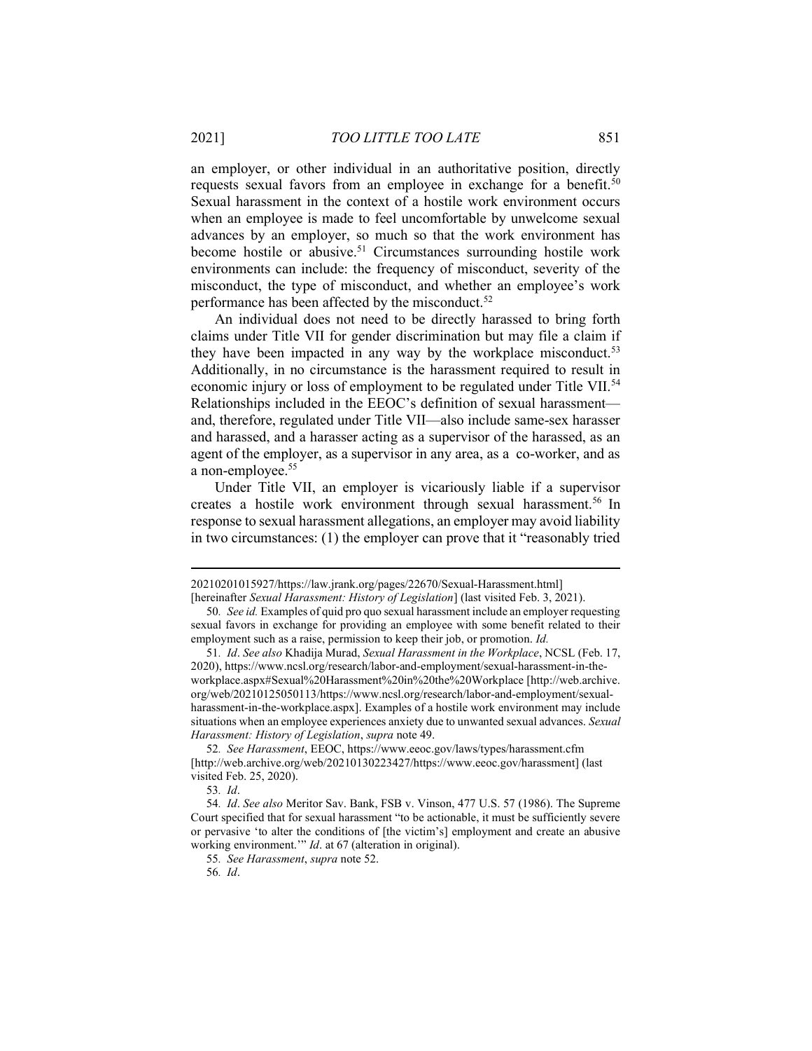an employer, or other individual in an authoritative position, directly requests sexual favors from an employee in exchange for a benefit.[50] Sexual harassment in the context of a hostile work environment occurs when an employee is made to feel uncomfortable by unwelcome sexual advances by an employer, so much so that the work environment has become hostile or abusive.[51] Circumstances surrounding hostile work environments can include: the frequency of misconduct, severity of the misconduct, the type of misconduct, and whether an employee's work performance has been affected by the misconduct.[52]

An individual does not need to be directly harassed to bring forth claims under Title VII for gender discrimination but may file a claim if they have been impacted in any way by the workplace misconduct.[53] Additionally, in no circumstance is the harassment required to result in economic injury or loss of employment to be regulated under Title VII.[54] Relationships included in the EEOC's definition of sexual harassment—and, therefore, regulated under Title VII—also include same-sex harasser and harassed, and a harasser acting as a supervisor of the harassed, as an agent of the employer, as a supervisor in any area, as a co-worker, and as a non-employee.[55]

Under Title VII, an employer is vicariously liable if a supervisor creates a hostile work environment through sexual harassment.[56] In response to sexual harassment allegations, an employer may avoid liability in two circumstances: (1) the employer can prove that it "reasonably tried

---

20210201015927/https://law.jrank.org/pages/22670/Sexual-Harassment.html] [hereinafter *Sexual Harassment: History of Legislation*] (last visited Feb. 3, 2021).

50. *See id.* Examples of quid pro quo sexual harassment include an employer requesting sexual favors in exchange for providing an employee with some benefit related to their employment such as a raise, permission to keep their job, or promotion. *Id.*

51. *Id*. *See also* Khadija Murad, *Sexual Harassment in the Workplace*, NCSL (Feb. 17, 2020), https://www.ncsl.org/research/labor-and-employment/sexual-harassment-in-the-workplace.aspx#Sexual%20Harassment%20in%20the%20Workplace [http://web.archive.org/web/20210125050113/https://www.ncsl.org/research/labor-and-employment/sexual-harassment-in-the-workplace.aspx]. Examples of a hostile work environment may include situations when an employee experiences anxiety due to unwanted sexual advances. *Sexual Harassment: History of Legislation*, *supra* note 49.

52. *See Harassment*, EEOC, https://www.eeoc.gov/laws/types/harassment.cfm [http://web.archive.org/web/20210130223427/https://www.eeoc.gov/harassment] (last visited Feb. 25, 2020).

53. *Id*.

54. *Id*. *See also* Meritor Sav. Bank, FSB v. Vinson, 477 U.S. 57 (1986). The Supreme Court specified that for sexual harassment "to be actionable, it must be sufficiently severe or pervasive 'to alter the conditions of [the victim's] employment and create an abusive working environment.'" *Id*. at 67 (alteration in original).

55. *See Harassment*, *supra* note 52.

56. *Id*.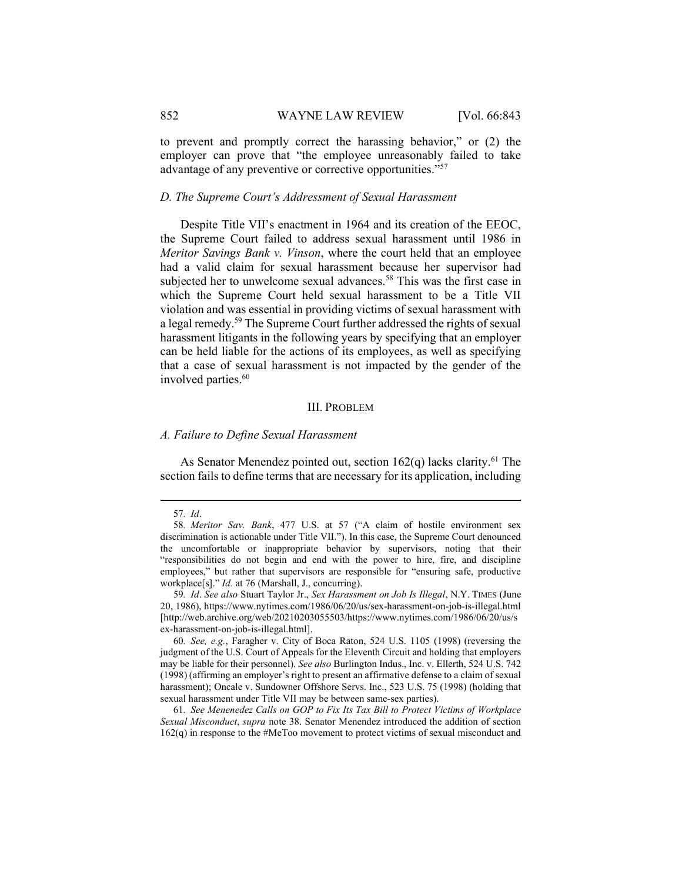to prevent and promptly correct the harassing behavior," or (2) the employer can prove that "the employee unreasonably failed to take advantage of any preventive or corrective opportunities."[57]

### *D. The Supreme Court's Addressment of Sexual Harassment*

Despite Title VII's enactment in 1964 and its creation of the EEOC, the Supreme Court failed to address sexual harassment until 1986 in *Meritor Savings Bank v. Vinson*, where the court held that an employee had a valid claim for sexual harassment because her supervisor had subjected her to unwelcome sexual advances.[58] This was the first case in which the Supreme Court held sexual harassment to be a Title VII violation and was essential in providing victims of sexual harassment with a legal remedy.[59] The Supreme Court further addressed the rights of sexual harassment litigants in the following years by specifying that an employer can be held liable for the actions of its employees, as well as specifying that a case of sexual harassment is not impacted by the gender of the involved parties.[60]

## III. PROBLEM

### *A. Failure to Define Sexual Harassment*

As Senator Menendez pointed out, section 162(q) lacks clarity.[61] The section fails to define terms that are necessary for its application, including

---

57. *Id*.

58. *Meritor Sav. Bank*, 477 U.S. at 57 ("A claim of hostile environment sex discrimination is actionable under Title VII."). In this case, the Supreme Court denounced the uncomfortable or inappropriate behavior by supervisors, noting that their "responsibilities do not begin and end with the power to hire, fire, and discipline employees," but rather that supervisors are responsible for "ensuring safe, productive workplace[s]." *Id.* at 76 (Marshall, J., concurring).

59. *Id*. *See also* Stuart Taylor Jr., *Sex Harassment on Job Is Illegal*, N.Y. TIMES (June 20, 1986), https://www.nytimes.com/1986/06/20/us/sex-harassment-on-job-is-illegal.html [http://web.archive.org/web/20210203055503/https://www.nytimes.com/1986/06/20/us/sex-harassment-on-job-is-illegal.html].

60. *See, e.g.*, Faragher v. City of Boca Raton, 524 U.S. 1105 (1998) (reversing the judgment of the U.S. Court of Appeals for the Eleventh Circuit and holding that employers may be liable for their personnel). *See also* Burlington Indus., Inc. v. Ellerth, 524 U.S. 742 (1998) (affirming an employer's right to present an affirmative defense to a claim of sexual harassment); Oncale v. Sundowner Offshore Servs. Inc., 523 U.S. 75 (1998) (holding that sexual harassment under Title VII may be between same-sex parties).

61. *See Menenedez Calls on GOP to Fix Its Tax Bill to Protect Victims of Workplace Sexual Misconduct*, *supra* note 38. Senator Menendez introduced the addition of section 162(q) in response to the #MeToo movement to protect victims of sexual misconduct and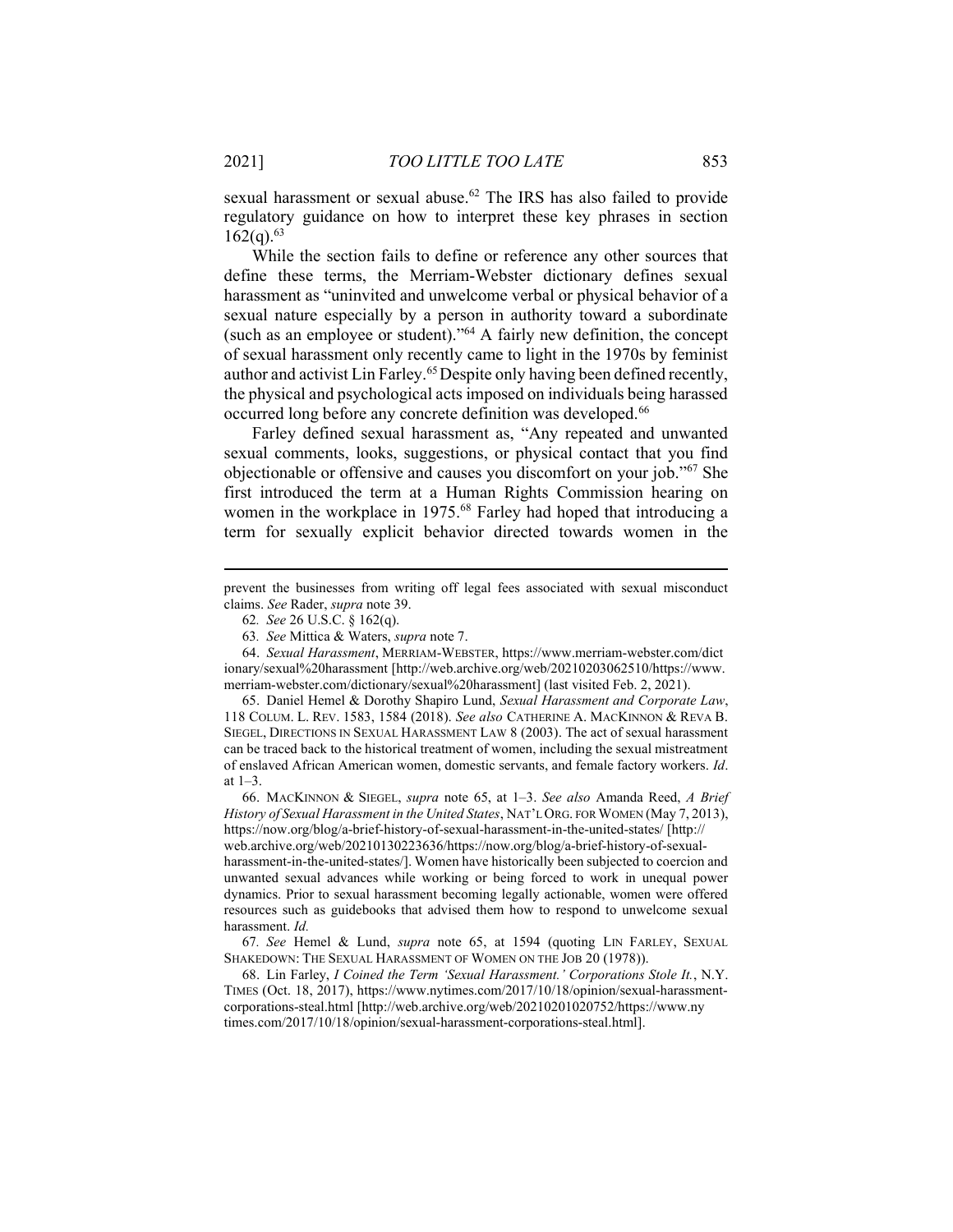sexual harassment or sexual abuse.[62] The IRS has also failed to provide regulatory guidance on how to interpret these key phrases in section 162(q).[63]

While the section fails to define or reference any other sources that define these terms, the Merriam-Webster dictionary defines sexual harassment as "uninvited and unwelcome verbal or physical behavior of a sexual nature especially by a person in authority toward a subordinate (such as an employee or student)."[64] A fairly new definition, the concept of sexual harassment only recently came to light in the 1970s by feminist author and activist Lin Farley.[65] Despite only having been defined recently, the physical and psychological acts imposed on individuals being harassed occurred long before any concrete definition was developed.[66]

Farley defined sexual harassment as, "Any repeated and unwanted sexual comments, looks, suggestions, or physical contact that you find objectionable or offensive and causes you discomfort on your job."[67] She first introduced the term at a Human Rights Commission hearing on women in the workplace in 1975.[68] Farley had hoped that introducing a term for sexually explicit behavior directed towards women in the

---

prevent the businesses from writing off legal fees associated with sexual misconduct claims. *See* Rader, *supra* note 39.

62. *See* 26 U.S.C. § 162(q).

63. *See* Mittica & Waters, *supra* note 7.

64. *Sexual Harassment*, MERRIAM-WEBSTER, https://www.merriam-webster.com/dictionary/sexual%20harassment [http://web.archive.org/web/20210203062510/https://www.merriam-webster.com/dictionary/sexual%20harassment] (last visited Feb. 2, 2021).

65. Daniel Hemel & Dorothy Shapiro Lund, *Sexual Harassment and Corporate Law*, 118 COLUM. L. REV. 1583, 1584 (2018). *See also* CATHERINE A. MACKINNON & REVA B. SIEGEL, DIRECTIONS IN SEXUAL HARASSMENT LAW 8 (2003). The act of sexual harassment can be traced back to the historical treatment of women, including the sexual mistreatment of enslaved African American women, domestic servants, and female factory workers. *Id*. at 1–3.

66. MACKINNON & SIEGEL, *supra* note 65, at 1–3. *See also* Amanda Reed, *A Brief History of Sexual Harassment in the United States*, NAT'L ORG. FOR WOMEN (May 7, 2013), https://now.org/blog/a-brief-history-of-sexual-harassment-in-the-united-states/ [http://web.archive.org/web/20210130223636/https://now.org/blog/a-brief-history-of-sexual-harassment-in-the-united-states/]. Women have historically been subjected to coercion and unwanted sexual advances while working or being forced to work in unequal power dynamics. Prior to sexual harassment becoming legally actionable, women were offered resources such as guidebooks that advised them how to respond to unwelcome sexual harassment. *Id.*

67. *See* Hemel & Lund, *supra* note 65, at 1594 (quoting LIN FARLEY, SEXUAL SHAKEDOWN: THE SEXUAL HARASSMENT OF WOMEN ON THE JOB 20 (1978)).

68. Lin Farley, *I Coined the Term 'Sexual Harassment.' Corporations Stole It.*, N.Y. TIMES (Oct. 18, 2017), https://www.nytimes.com/2017/10/18/opinion/sexual-harassment-corporations-steal.html [http://web.archive.org/web/20210201020752/https://www.nytimes.com/2017/10/18/opinion/sexual-harassment-corporations-steal.html].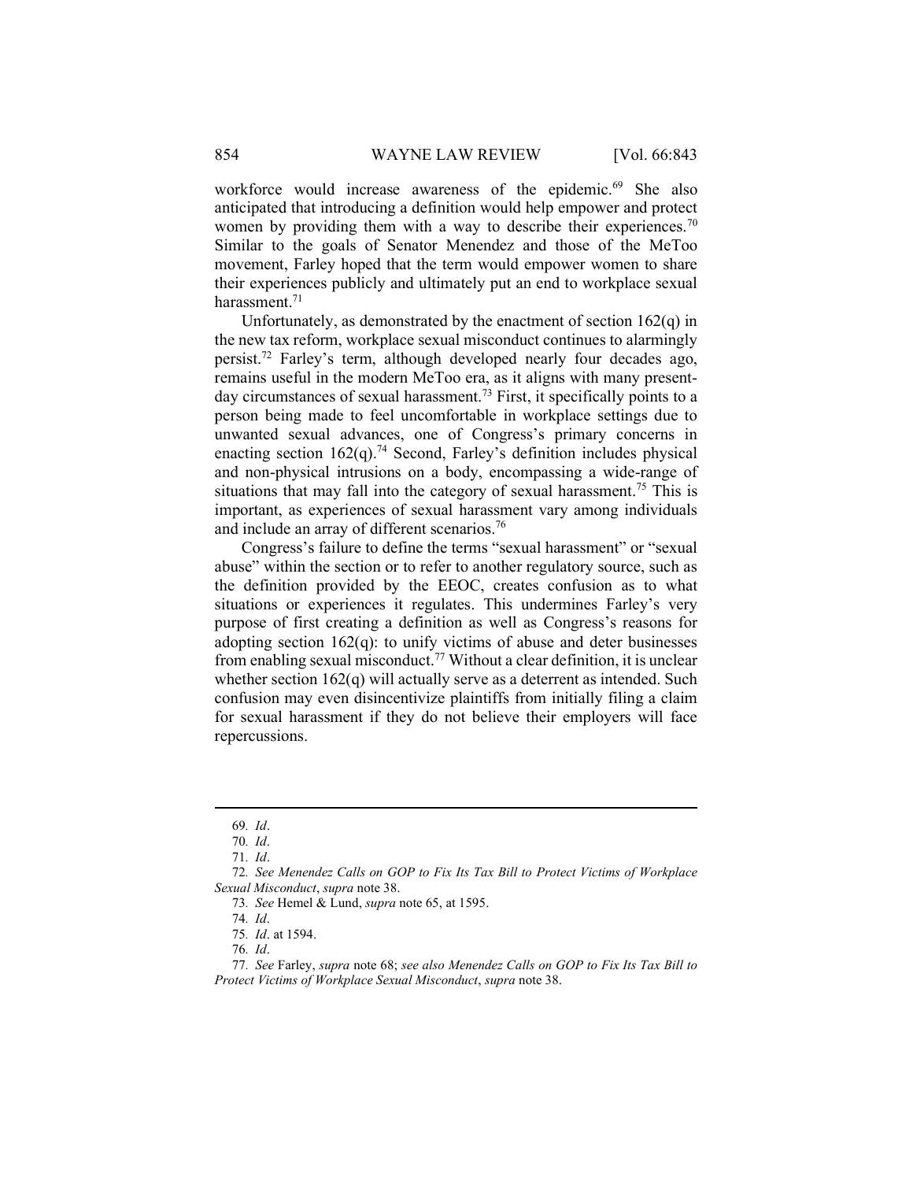workforce would increase awareness of the epidemic.[69] She also anticipated that introducing a definition would help empower and protect women by providing them with a way to describe their experiences.[70] Similar to the goals of Senator Menendez and those of the MeToo movement, Farley hoped that the term would empower women to share their experiences publicly and ultimately put an end to workplace sexual harassment.[71]

Unfortunately, as demonstrated by the enactment of section 162(q) in the new tax reform, workplace sexual misconduct continues to alarmingly persist.[72] Farley's term, although developed nearly four decades ago, remains useful in the modern MeToo era, as it aligns with many present-day circumstances of sexual harassment.[73] First, it specifically points to a person being made to feel uncomfortable in workplace settings due to unwanted sexual advances, one of Congress's primary concerns in enacting section 162(q).[74] Second, Farley's definition includes physical and non-physical intrusions on a body, encompassing a wide-range of situations that may fall into the category of sexual harassment.[75] This is important, as experiences of sexual harassment vary among individuals and include an array of different scenarios.[76]

Congress's failure to define the terms "sexual harassment" or "sexual abuse" within the section or to refer to another regulatory source, such as the definition provided by the EEOC, creates confusion as to what situations or experiences it regulates. This undermines Farley's very purpose of first creating a definition as well as Congress's reasons for adopting section 162(q): to unify victims of abuse and deter businesses from enabling sexual misconduct.[77] Without a clear definition, it is unclear whether section 162(q) will actually serve as a deterrent as intended. Such confusion may even disincentivize plaintiffs from initially filing a claim for sexual harassment if they do not believe their employers will face repercussions.

---

69. *Id*.

70. *Id*.

71. *Id*.

72. *See Menendez Calls on GOP to Fix Its Tax Bill to Protect Victims of Workplace Sexual Misconduct*, *supra* note 38.

73. *See* Hemel & Lund, *supra* note 65, at 1595.

74. *Id*.

75. *Id*. at 1594.

76. *Id*.

77. *See* Farley, *supra* note 68; *see also Menendez Calls on GOP to Fix Its Tax Bill to Protect Victims of Workplace Sexual Misconduct*, *supra* note 38.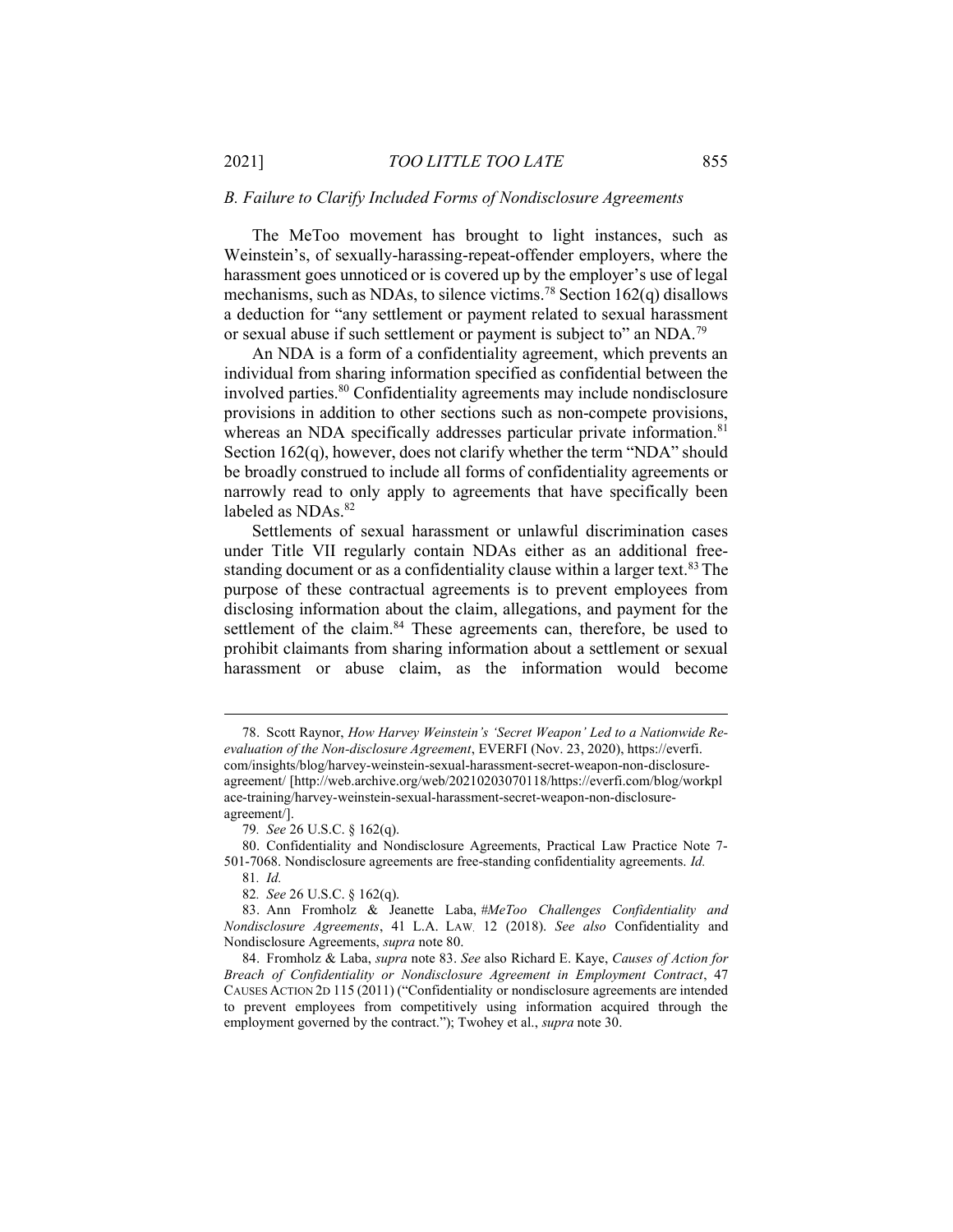### *B. Failure to Clarify Included Forms of Nondisclosure Agreements*

The MeToo movement has brought to light instances, such as Weinstein's, of sexually-harassing-repeat-offender employers, where the harassment goes unnoticed or is covered up by the employer's use of legal mechanisms, such as NDAs, to silence victims.[78] Section 162(q) disallows a deduction for "any settlement or payment related to sexual harassment or sexual abuse if such settlement or payment is subject to" an NDA.[79]

An NDA is a form of a confidentiality agreement, which prevents an individual from sharing information specified as confidential between the involved parties.[80] Confidentiality agreements may include nondisclosure provisions in addition to other sections such as non-compete provisions, whereas an NDA specifically addresses particular private information.[81] Section 162(q), however, does not clarify whether the term "NDA" should be broadly construed to include all forms of confidentiality agreements or narrowly read to only apply to agreements that have specifically been labeled as NDAs.[82]

Settlements of sexual harassment or unlawful discrimination cases under Title VII regularly contain NDAs either as an additional free-standing document or as a confidentiality clause within a larger text.[83] The purpose of these contractual agreements is to prevent employees from disclosing information about the claim, allegations, and payment for the settlement of the claim.[84] These agreements can, therefore, be used to prohibit claimants from sharing information about a settlement or sexual harassment or abuse claim, as the information would become

---

78. Scott Raynor, *How Harvey Weinstein's 'Secret Weapon' Led to a Nationwide Re-evaluation of the Non-disclosure Agreement*, EVERFI (Nov. 23, 2020), https://everfi.com/insights/blog/harvey-weinstein-sexual-harassment-secret-weapon-non-disclosure-agreement/ [http://web.archive.org/web/20210203070118/https://everfi.com/blog/workplace-training/harvey-weinstein-sexual-harassment-secret-weapon-non-disclosure-agreement/].

79. *See* 26 U.S.C. § 162(q).

80. Confidentiality and Nondisclosure Agreements, Practical Law Practice Note 7-501-7068. Nondisclosure agreements are free-standing confidentiality agreements. *Id.*

81. *Id.*

82. *See* 26 U.S.C. § 162(q).

83. Ann Fromholz & Jeanette Laba, *#MeToo Challenges Confidentiality and Nondisclosure Agreements*, 41 L.A. LAW. 12 (2018). *See also* Confidentiality and Nondisclosure Agreements, *supra* note 80.

84. Fromholz & Laba, *supra* note 83. *See* also Richard E. Kaye, *Causes of Action for Breach of Confidentiality or Nondisclosure Agreement in Employment Contract*, 47 CAUSES ACTION 2D 115 (2011) ("Confidentiality or nondisclosure agreements are intended to prevent employees from competitively using information acquired through the employment governed by the contract."); Twohey et al., *supra* note 30.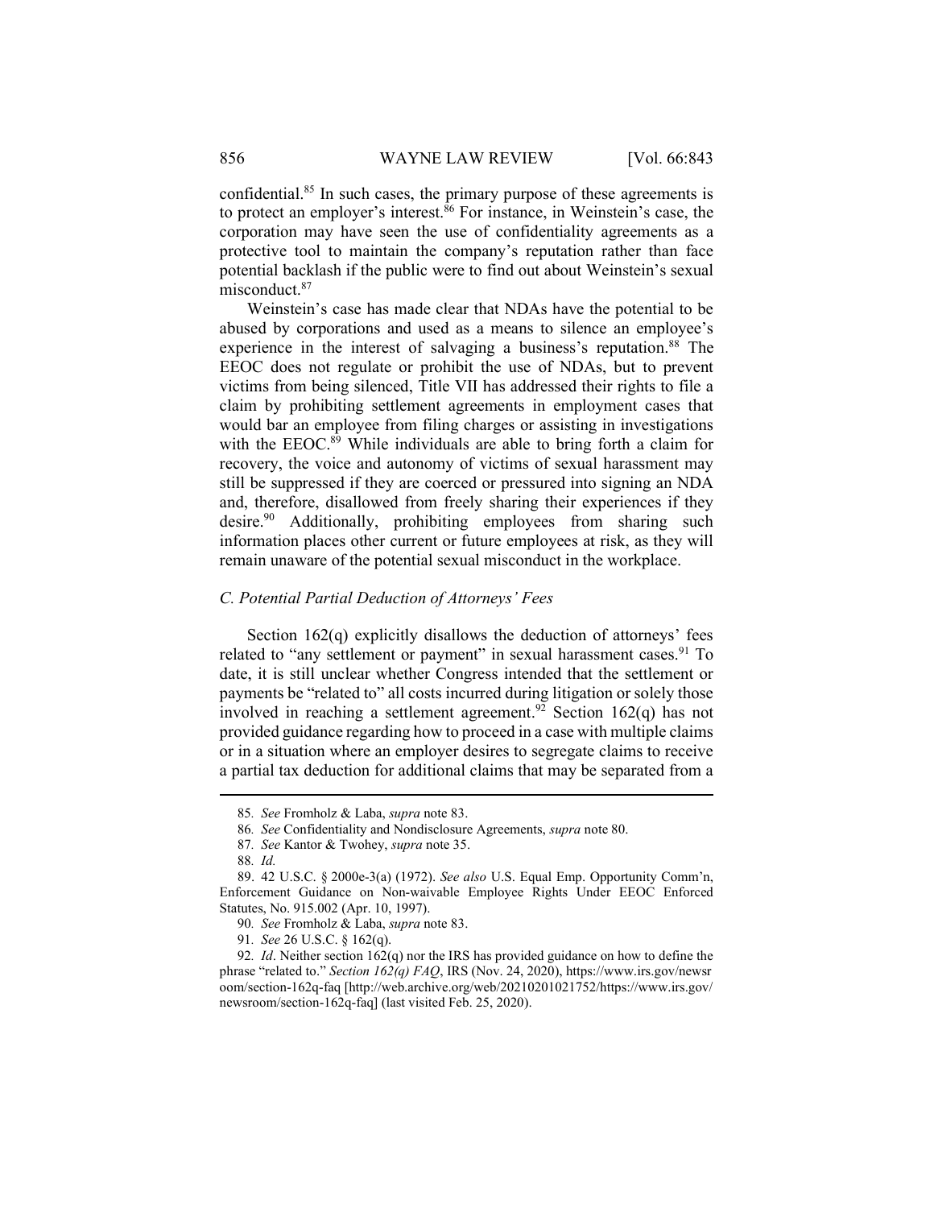confidential.[85] In such cases, the primary purpose of these agreements is to protect an employer's interest.[86] For instance, in Weinstein's case, the corporation may have seen the use of confidentiality agreements as a protective tool to maintain the company's reputation rather than face potential backlash if the public were to find out about Weinstein's sexual misconduct.[87]

Weinstein's case has made clear that NDAs have the potential to be abused by corporations and used as a means to silence an employee's experience in the interest of salvaging a business's reputation.[88] The EEOC does not regulate or prohibit the use of NDAs, but to prevent victims from being silenced, Title VII has addressed their rights to file a claim by prohibiting settlement agreements in employment cases that would bar an employee from filing charges or assisting in investigations with the EEOC.[89] While individuals are able to bring forth a claim for recovery, the voice and autonomy of victims of sexual harassment may still be suppressed if they are coerced or pressured into signing an NDA and, therefore, disallowed from freely sharing their experiences if they desire.[90] Additionally, prohibiting employees from sharing such information places other current or future employees at risk, as they will remain unaware of the potential sexual misconduct in the workplace.

### *C. Potential Partial Deduction of Attorneys' Fees*

Section 162(q) explicitly disallows the deduction of attorneys' fees related to "any settlement or payment" in sexual harassment cases.[91] To date, it is still unclear whether Congress intended that the settlement or payments be "related to" all costs incurred during litigation or solely those involved in reaching a settlement agreement.[92] Section 162(q) has not provided guidance regarding how to proceed in a case with multiple claims or in a situation where an employer desires to segregate claims to receive a partial tax deduction for additional claims that may be separated from a

---

85. *See* Fromholz & Laba, *supra* note 83.

86. *See* Confidentiality and Nondisclosure Agreements, *supra* note 80.

87. *See* Kantor & Twohey, *supra* note 35.

88. *Id.*

89. 42 U.S.C. § 2000e-3(a) (1972). *See also* U.S. Equal Emp. Opportunity Comm'n, Enforcement Guidance on Non-waivable Employee Rights Under EEOC Enforced Statutes, No. 915.002 (Apr. 10, 1997).

90. *See* Fromholz & Laba, *supra* note 83.

91. *See* 26 U.S.C. § 162(q).

92. *Id*. Neither section 162(q) nor the IRS has provided guidance on how to define the phrase "related to." *Section 162(q) FAQ*, IRS (Nov. 24, 2020), https://www.irs.gov/newsroom/section-162q-faq [http://web.archive.org/web/20210201021752/https://www.irs.gov/newsroom/section-162q-faq] (last visited Feb. 25, 2020).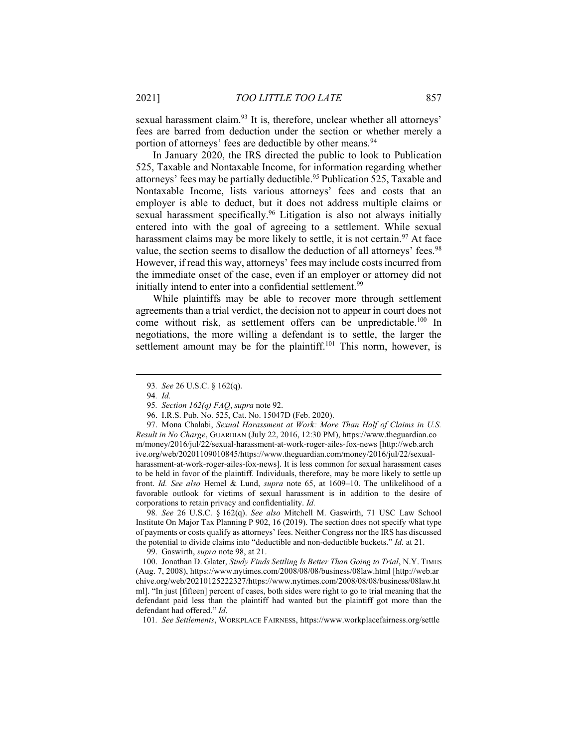sexual harassment claim.[93] It is, therefore, unclear whether all attorneys' fees are barred from deduction under the section or whether merely a portion of attorneys' fees are deductible by other means.[94]

In January 2020, the IRS directed the public to look to Publication 525, Taxable and Nontaxable Income, for information regarding whether attorneys' fees may be partially deductible.[95] Publication 525, Taxable and Nontaxable Income, lists various attorneys' fees and costs that an employer is able to deduct, but it does not address multiple claims or sexual harassment specifically.[96] Litigation is also not always initially entered into with the goal of agreeing to a settlement. While sexual harassment claims may be more likely to settle, it is not certain.[97] At face value, the section seems to disallow the deduction of all attorneys' fees.[98] However, if read this way, attorneys' fees may include costs incurred from the immediate onset of the case, even if an employer or attorney did not initially intend to enter into a confidential settlement.[99]

While plaintiffs may be able to recover more through settlement agreements than a trial verdict, the decision not to appear in court does not come without risk, as settlement offers can be unpredictable.[100] In negotiations, the more willing a defendant is to settle, the larger the settlement amount may be for the plaintiff.[101] This norm, however, is

---

93. *See* 26 U.S.C. § 162(q).

94. *Id.*

95. *Section 162(q) FAQ*, *supra* note 92.

96. I.R.S. Pub. No. 525, Cat. No. 15047D (Feb. 2020).

97. Mona Chalabi, *Sexual Harassment at Work: More Than Half of Claims in U.S. Result in No Charge*, GUARDIAN (July 22, 2016, 12:30 PM), https://www.theguardian.com/money/2016/jul/22/sexual-harassment-at-work-roger-ailes-fox-news [http://web.archive.org/web/20201109010845/https://www.theguardian.com/money/2016/jul/22/sexual-harassment-at-work-roger-ailes-fox-news]. It is less common for sexual harassment cases to be held in favor of the plaintiff. Individuals, therefore, may be more likely to settle up front. *Id. See also* Hemel & Lund, *supra* note 65, at 1609–10. The unlikelihood of a favorable outlook for victims of sexual harassment is in addition to the desire of corporations to retain privacy and confidentiality. *Id.*

98. *See* 26 U.S.C. § 162(q). *See also* Mitchell M. Gaswirth, 71 USC Law School Institute On Major Tax Planning P 902, 16 (2019). The section does not specify what type of payments or costs qualify as attorneys' fees. Neither Congress nor the IRS has discussed the potential to divide claims into "deductible and non-deductible buckets." *Id.* at 21.

99. Gaswirth, *supra* note 98, at 21.

100. Jonathan D. Glater, *Study Finds Settling Is Better Than Going to Trial*, N.Y. TIMES (Aug. 7, 2008), https://www.nytimes.com/2008/08/08/business/08law.html [http://web.archive.org/web/20210125222327/https://www.nytimes.com/2008/08/08/business/08law.html]. "In just [fifteen] percent of cases, both sides were right to go to trial meaning that the defendant paid less than the plaintiff had wanted but the plaintiff got more than the defendant had offered." *Id*.

101. *See Settlements*, WORKPLACE FAIRNESS, https://www.workplacefairness.org/settle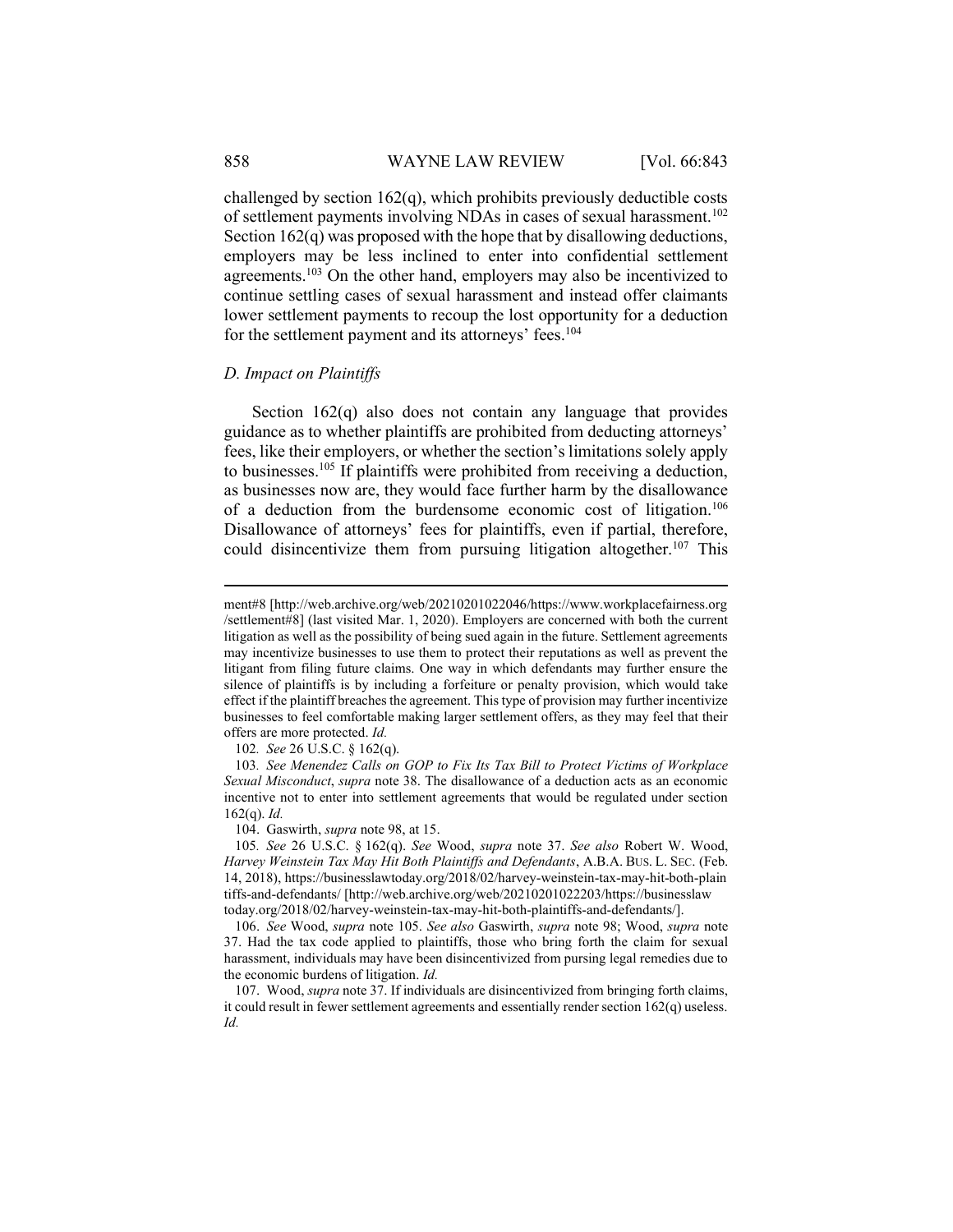challenged by section 162(q), which prohibits previously deductible costs of settlement payments involving NDAs in cases of sexual harassment.[102] Section 162(q) was proposed with the hope that by disallowing deductions, employers may be less inclined to enter into confidential settlement agreements.[103] On the other hand, employers may also be incentivized to continue settling cases of sexual harassment and instead offer claimants lower settlement payments to recoup the lost opportunity for a deduction for the settlement payment and its attorneys' fees.[104]

### *D. Impact on Plaintiffs*

Section 162(q) also does not contain any language that provides guidance as to whether plaintiffs are prohibited from deducting attorneys' fees, like their employers, or whether the section's limitations solely apply to businesses.[105] If plaintiffs were prohibited from receiving a deduction, as businesses now are, they would face further harm by the disallowance of a deduction from the burdensome economic cost of litigation.[106] Disallowance of attorneys' fees for plaintiffs, even if partial, therefore, could disincentivize them from pursuing litigation altogether.[107] This

---

ment#8 [http://web.archive.org/web/20210201022046/https://www.workplacefairness.org/settlement#8] (last visited Mar. 1, 2020). Employers are concerned with both the current litigation as well as the possibility of being sued again in the future. Settlement agreements may incentivize businesses to use them to protect their reputations as well as prevent the litigant from filing future claims. One way in which defendants may further ensure the silence of plaintiffs is by including a forfeiture or penalty provision, which would take effect if the plaintiff breaches the agreement. This type of provision may further incentivize businesses to feel comfortable making larger settlement offers, as they may feel that their offers are more protected. *Id.*

102. *See* 26 U.S.C. § 162(q).

103. *See Menendez Calls on GOP to Fix Its Tax Bill to Protect Victims of Workplace Sexual Misconduct*, *supra* note 38. The disallowance of a deduction acts as an economic incentive not to enter into settlement agreements that would be regulated under section 162(q). *Id.*

104. Gaswirth, *supra* note 98, at 15.

105. *See* 26 U.S.C. § 162(q). *See* Wood, *supra* note 37. *See also* Robert W. Wood, *Harvey Weinstein Tax May Hit Both Plaintiffs and Defendants*, A.B.A. BUS. L. SEC. (Feb. 14, 2018), https://businesslawtoday.org/2018/02/harvey-weinstein-tax-may-hit-both-plaintiffs-and-defendants/ [http://web.archive.org/web/20210201022203/https://businesslawtoday.org/2018/02/harvey-weinstein-tax-may-hit-both-plaintiffs-and-defendants/].

106. *See* Wood, *supra* note 105. *See also* Gaswirth, *supra* note 98; Wood, *supra* note 37. Had the tax code applied to plaintiffs, those who bring forth the claim for sexual harassment, individuals may have been disincentivized from pursing legal remedies due to the economic burdens of litigation. *Id.*

107. Wood, *supra* note 37. If individuals are disincentivized from bringing forth claims, it could result in fewer settlement agreements and essentially render section 162(q) useless. *Id.*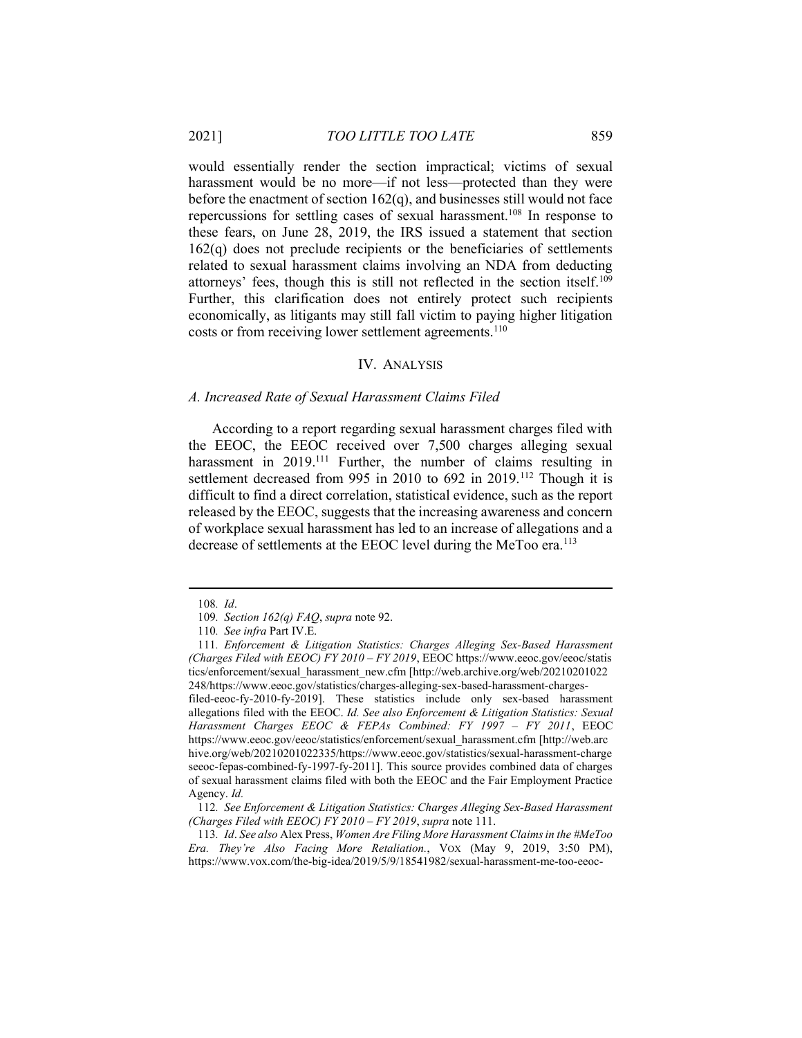would essentially render the section impractical; victims of sexual harassment would be no more—if not less—protected than they were before the enactment of section 162(q), and businesses still would not face repercussions for settling cases of sexual harassment.[108] In response to these fears, on June 28, 2019, the IRS issued a statement that section 162(q) does not preclude recipients or the beneficiaries of settlements related to sexual harassment claims involving an NDA from deducting attorneys' fees, though this is still not reflected in the section itself.[109] Further, this clarification does not entirely protect such recipients economically, as litigants may still fall victim to paying higher litigation costs or from receiving lower settlement agreements.[110]

## IV. Analysis

### *A. Increased Rate of Sexual Harassment Claims Filed*

According to a report regarding sexual harassment charges filed with the EEOC, the EEOC received over 7,500 charges alleging sexual harassment in 2019.[111] Further, the number of claims resulting in settlement decreased from 995 in 2010 to 692 in 2019.[112] Though it is difficult to find a direct correlation, statistical evidence, such as the report released by the EEOC, suggests that the increasing awareness and concern of workplace sexual harassment has led to an increase of allegations and a decrease of settlements at the EEOC level during the MeToo era.[113]

---

108. *Id*.

109. *Section 162(q) FAQ*, *supra* note 92.

110. *See infra* Part IV.E.

111. *Enforcement & Litigation Statistics: Charges Alleging Sex-Based Harassment (Charges Filed with EEOC) FY 2010 – FY 2019*, EEOC https://www.eeoc.gov/eeoc/statistics/enforcement/sexual_harassment_new.cfm [http://web.archive.org/web/20210201022248/https://www.eeoc.gov/statistics/charges-alleging-sex-based-harassment-charges-filed-eeoc-fy-2010-fy-2019]. These statistics include only sex-based harassment allegations filed with the EEOC. *Id. See also Enforcement & Litigation Statistics: Sexual Harassment Charges EEOC & FEPAs Combined: FY 1997 – FY 2011*, EEOC https://www.eeoc.gov/eeoc/statistics/enforcement/sexual_harassment.cfm [http://web.archive.org/web/20210201022335/https://www.eeoc.gov/statistics/sexual-harassment-chargeseeoc-fepas-combined-fy-1997-fy-2011]. This source provides combined data of charges of sexual harassment claims filed with both the EEOC and the Fair Employment Practice Agency. *Id.*

112. *See Enforcement & Litigation Statistics: Charges Alleging Sex-Based Harassment (Charges Filed with EEOC) FY 2010 – FY 2019*, *supra* note 111.

113. *Id*. *See also* Alex Press, *Women Are Filing More Harassment Claims in the #MeToo Era. They're Also Facing More Retaliation.*, VOX (May 9, 2019, 3:50 PM), https://www.vox.com/the-big-idea/2019/5/9/18541982/sexual-harassment-me-too-eeoc-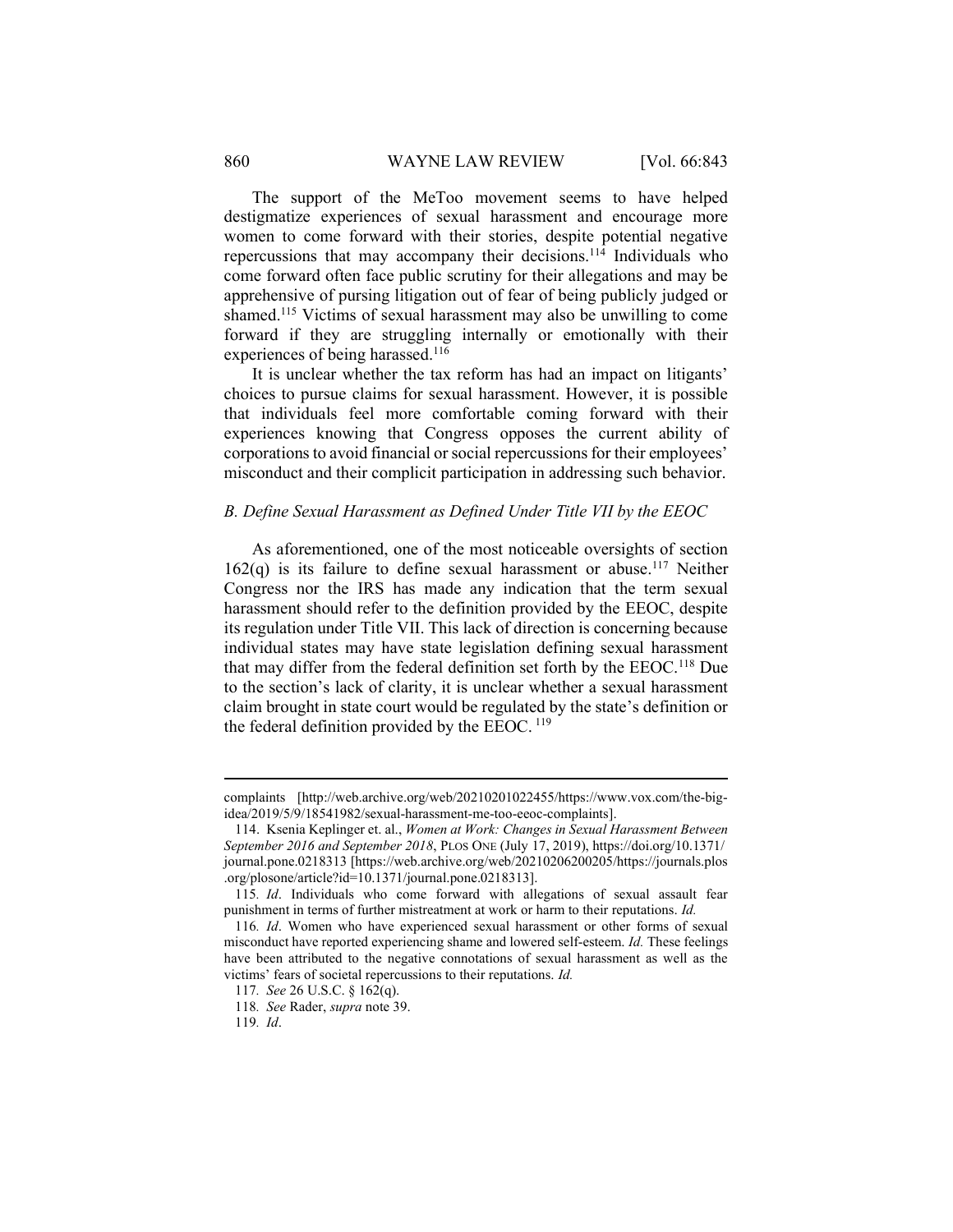The support of the MeToo movement seems to have helped destigmatize experiences of sexual harassment and encourage more women to come forward with their stories, despite potential negative repercussions that may accompany their decisions.[114] Individuals who come forward often face public scrutiny for their allegations and may be apprehensive of pursing litigation out of fear of being publicly judged or shamed.[115] Victims of sexual harassment may also be unwilling to come forward if they are struggling internally or emotionally with their experiences of being harassed.[116]

It is unclear whether the tax reform has had an impact on litigants' choices to pursue claims for sexual harassment. However, it is possible that individuals feel more comfortable coming forward with their experiences knowing that Congress opposes the current ability of corporations to avoid financial or social repercussions for their employees' misconduct and their complicit participation in addressing such behavior.

### *B. Define Sexual Harassment as Defined Under Title VII by the EEOC*

As aforementioned, one of the most noticeable oversights of section 162(q) is its failure to define sexual harassment or abuse.[117] Neither Congress nor the IRS has made any indication that the term sexual harassment should refer to the definition provided by the EEOC, despite its regulation under Title VII. This lack of direction is concerning because individual states may have state legislation defining sexual harassment that may differ from the federal definition set forth by the EEOC.[118] Due to the section's lack of clarity, it is unclear whether a sexual harassment claim brought in state court would be regulated by the state's definition or the federal definition provided by the EEOC.[119]

---

complaints [http://web.archive.org/web/20210201022455/https://www.vox.com/the-big-idea/2019/5/9/18541982/sexual-harassment-me-too-eeoc-complaints].

114. Ksenia Keplinger et. al., *Women at Work: Changes in Sexual Harassment Between September 2016 and September 2018*, PLOS ONE (July 17, 2019), https://doi.org/10.1371/journal.pone.0218313 [https://web.archive.org/web/20210206200205/https://journals.plos.org/plosone/article?id=10.1371/journal.pone.0218313].

115. *Id*. Individuals who come forward with allegations of sexual assault fear punishment in terms of further mistreatment at work or harm to their reputations. *Id.*

116. *Id*. Women who have experienced sexual harassment or other forms of sexual misconduct have reported experiencing shame and lowered self-esteem. *Id.* These feelings have been attributed to the negative connotations of sexual harassment as well as the victims' fears of societal repercussions to their reputations. *Id.*

117. *See* 26 U.S.C. § 162(q).

118. *See* Rader, *supra* note 39.

119. *Id*.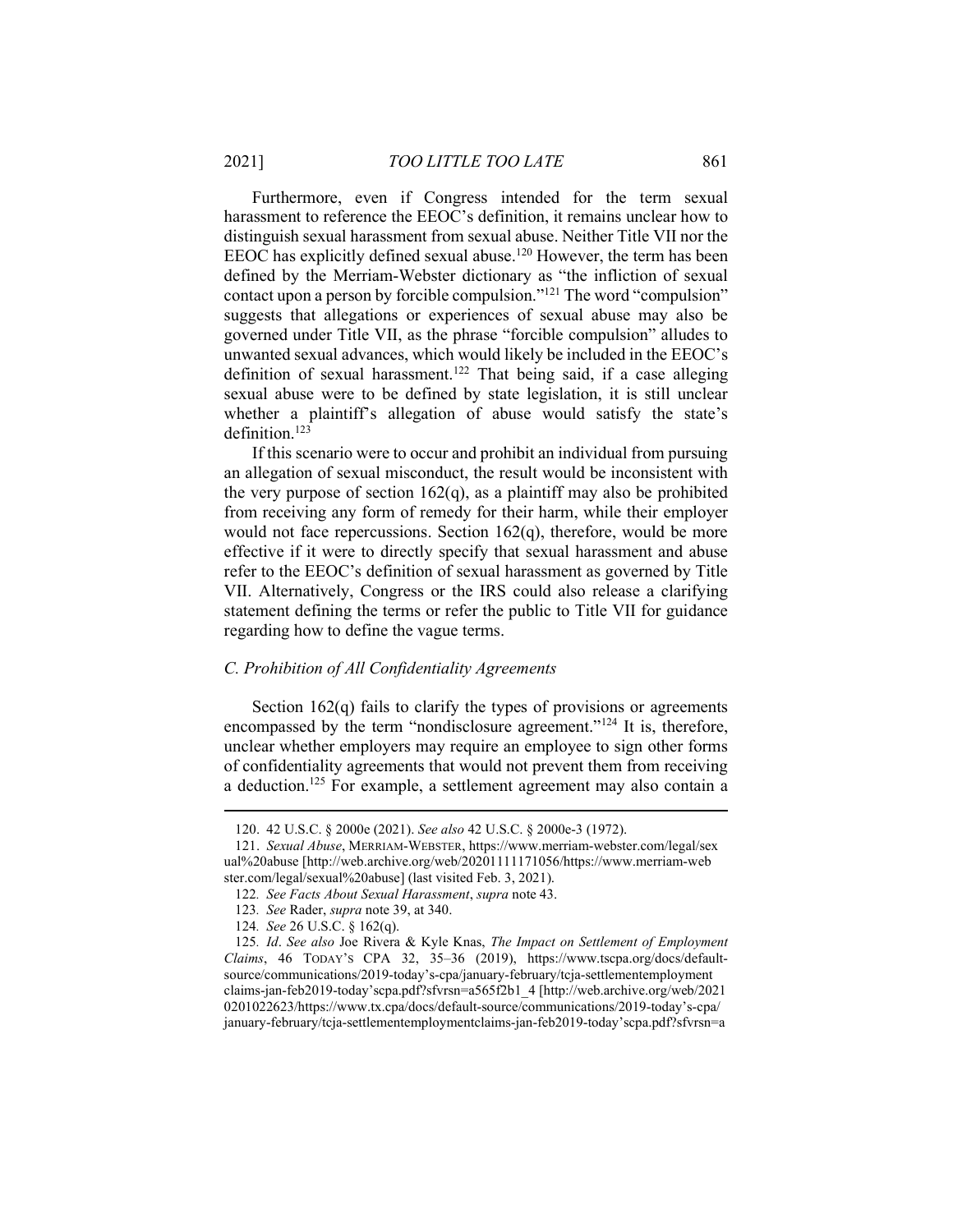Furthermore, even if Congress intended for the term sexual harassment to reference the EEOC's definition, it remains unclear how to distinguish sexual harassment from sexual abuse. Neither Title VII nor the EEOC has explicitly defined sexual abuse.[120] However, the term has been defined by the Merriam-Webster dictionary as "the infliction of sexual contact upon a person by forcible compulsion."[121] The word "compulsion" suggests that allegations or experiences of sexual abuse may also be governed under Title VII, as the phrase "forcible compulsion" alludes to unwanted sexual advances, which would likely be included in the EEOC's definition of sexual harassment.[122] That being said, if a case alleging sexual abuse were to be defined by state legislation, it is still unclear whether a plaintiff's allegation of abuse would satisfy the state's definition.[123]

If this scenario were to occur and prohibit an individual from pursuing an allegation of sexual misconduct, the result would be inconsistent with the very purpose of section 162(q), as a plaintiff may also be prohibited from receiving any form of remedy for their harm, while their employer would not face repercussions. Section 162(q), therefore, would be more effective if it were to directly specify that sexual harassment and abuse refer to the EEOC's definition of sexual harassment as governed by Title VII. Alternatively, Congress or the IRS could also release a clarifying statement defining the terms or refer the public to Title VII for guidance regarding how to define the vague terms.

### *C. Prohibition of All Confidentiality Agreements*

Section 162(q) fails to clarify the types of provisions or agreements encompassed by the term "nondisclosure agreement."[124] It is, therefore, unclear whether employers may require an employee to sign other forms of confidentiality agreements that would not prevent them from receiving a deduction.[125] For example, a settlement agreement may also contain a

---

120. 42 U.S.C. § 2000e (2021). *See also* 42 U.S.C. § 2000e-3 (1972).

121. *Sexual Abuse*, MERRIAM-WEBSTER, https://www.merriam-webster.com/legal/sexual%20abuse [http://web.archive.org/web/20201111171056/https://www.merriam-webster.com/legal/sexual%20abuse] (last visited Feb. 3, 2021).

122. *See Facts About Sexual Harassment*, *supra* note 43.

123. *See* Rader, *supra* note 39, at 340.

124. *See* 26 U.S.C. § 162(q).

125. *Id*. *See also* Joe Rivera & Kyle Knas, *The Impact on Settlement of Employment Claims*, 46 TODAY'S CPA 32, 35–36 (2019), https://www.tscpa.org/docs/default-source/communications/2019-today's-cpa/january-february/tcja-settlementemployment claims-jan-feb2019-today'scpa.pdf?sfvrsn=a565f2b1_4 [http://web.archive.org/web/20210201022623/https://www.tx.cpa/docs/default-source/communications/2019-today's-cpa/january-february/tcja-settlementemploymentclaims-jan-feb2019-today'scpa.pdf?sfvrsn=a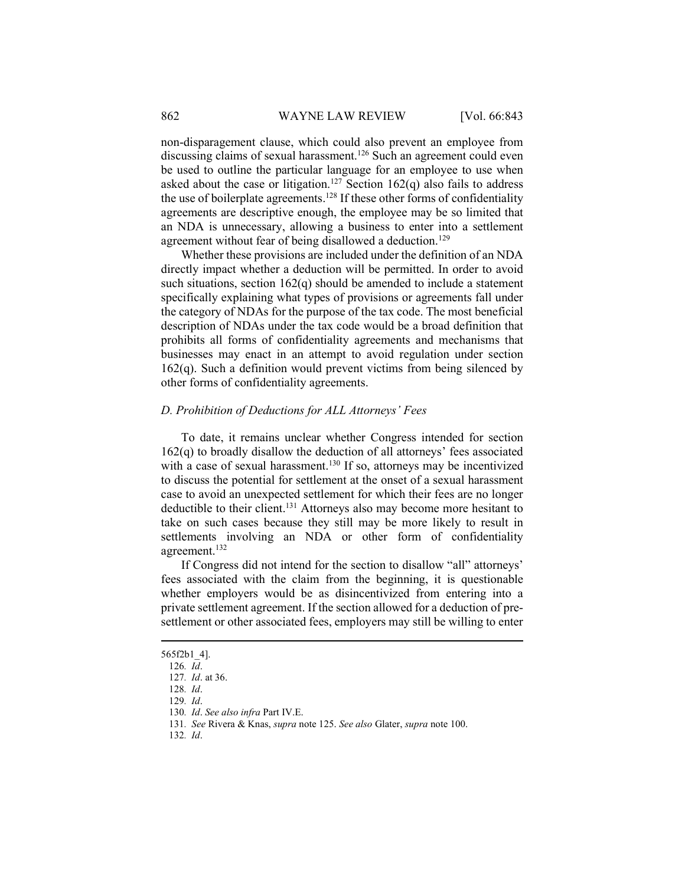non-disparagement clause, which could also prevent an employee from discussing claims of sexual harassment.[126] Such an agreement could even be used to outline the particular language for an employee to use when asked about the case or litigation.[127] Section 162(q) also fails to address the use of boilerplate agreements.[128] If these other forms of confidentiality agreements are descriptive enough, the employee may be so limited that an NDA is unnecessary, allowing a business to enter into a settlement agreement without fear of being disallowed a deduction.[129]

Whether these provisions are included under the definition of an NDA directly impact whether a deduction will be permitted. In order to avoid such situations, section 162(q) should be amended to include a statement specifically explaining what types of provisions or agreements fall under the category of NDAs for the purpose of the tax code. The most beneficial description of NDAs under the tax code would be a broad definition that prohibits all forms of confidentiality agreements and mechanisms that businesses may enact in an attempt to avoid regulation under section 162(q). Such a definition would prevent victims from being silenced by other forms of confidentiality agreements.

### *D. Prohibition of Deductions for ALL Attorneys' Fees*

To date, it remains unclear whether Congress intended for section 162(q) to broadly disallow the deduction of all attorneys' fees associated with a case of sexual harassment.[130] If so, attorneys may be incentivized to discuss the potential for settlement at the onset of a sexual harassment case to avoid an unexpected settlement for which their fees are no longer deductible to their client.[131] Attorneys also may become more hesitant to take on such cases because they still may be more likely to result in settlements involving an NDA or other form of confidentiality agreement.[132]

If Congress did not intend for the section to disallow "all" attorneys' fees associated with the claim from the beginning, it is questionable whether employers would be as disincentivized from entering into a private settlement agreement. If the section allowed for a deduction of pre-settlement or other associated fees, employers may still be willing to enter

---

565f2b1_4].

126. *Id*.

127. *Id*. at 36.

128. *Id*.

129. *Id*.

130. *Id*. *See also infra* Part IV.E.

131. *See* Rivera & Knas, *supra* note 125. *See also* Glater, *supra* note 100.

132. *Id*.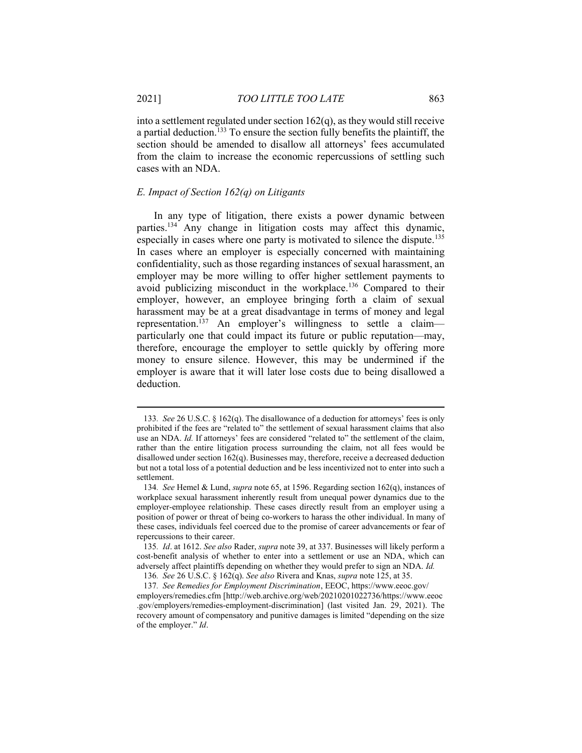into a settlement regulated under section 162(q), as they would still receive a partial deduction.[133] To ensure the section fully benefits the plaintiff, the section should be amended to disallow all attorneys' fees accumulated from the claim to increase the economic repercussions of settling such cases with an NDA.

### *E. Impact of Section 162(q) on Litigants*

In any type of litigation, there exists a power dynamic between parties.[134] Any change in litigation costs may affect this dynamic, especially in cases where one party is motivated to silence the dispute.[135] In cases where an employer is especially concerned with maintaining confidentiality, such as those regarding instances of sexual harassment, an employer may be more willing to offer higher settlement payments to avoid publicizing misconduct in the workplace.[136] Compared to their employer, however, an employee bringing forth a claim of sexual harassment may be at a great disadvantage in terms of money and legal representation.[137] An employer's willingness to settle a claim—particularly one that could impact its future or public reputation—may, therefore, encourage the employer to settle quickly by offering more money to ensure silence. However, this may be undermined if the employer is aware that it will later lose costs due to being disallowed a deduction.

---

133. *See* 26 U.S.C. § 162(q). The disallowance of a deduction for attorneys' fees is only prohibited if the fees are "related to" the settlement of sexual harassment claims that also use an NDA. *Id.* If attorneys' fees are considered "related to" the settlement of the claim, rather than the entire litigation process surrounding the claim, not all fees would be disallowed under section 162(q). Businesses may, therefore, receive a decreased deduction but not a total loss of a potential deduction and be less incentivized not to enter into such a settlement.

134. *See* Hemel & Lund, *supra* note 65, at 1596. Regarding section 162(q), instances of workplace sexual harassment inherently result from unequal power dynamics due to the employer-employee relationship. These cases directly result from an employer using a position of power or threat of being co-workers to harass the other individual. In many of these cases, individuals feel coerced due to the promise of career advancements or fear of repercussions to their career.

135. *Id*. at 1612. *See also* Rader, *supra* note 39, at 337. Businesses will likely perform a cost-benefit analysis of whether to enter into a settlement or use an NDA, which can adversely affect plaintiffs depending on whether they would prefer to sign an NDA. *Id.*

136. *See* 26 U.S.C. § 162(q). *See also* Rivera and Knas, *supra* note 125, at 35.

137. *See Remedies for Employment Discrimination*, EEOC, https://www.eeoc.gov/employers/remedies.cfm [http://web.archive.org/web/20210201022736/https://www.eeoc.gov/employers/remedies-employment-discrimination] (last visited Jan. 29, 2021). The recovery amount of compensatory and punitive damages is limited "depending on the size of the employer." *Id*.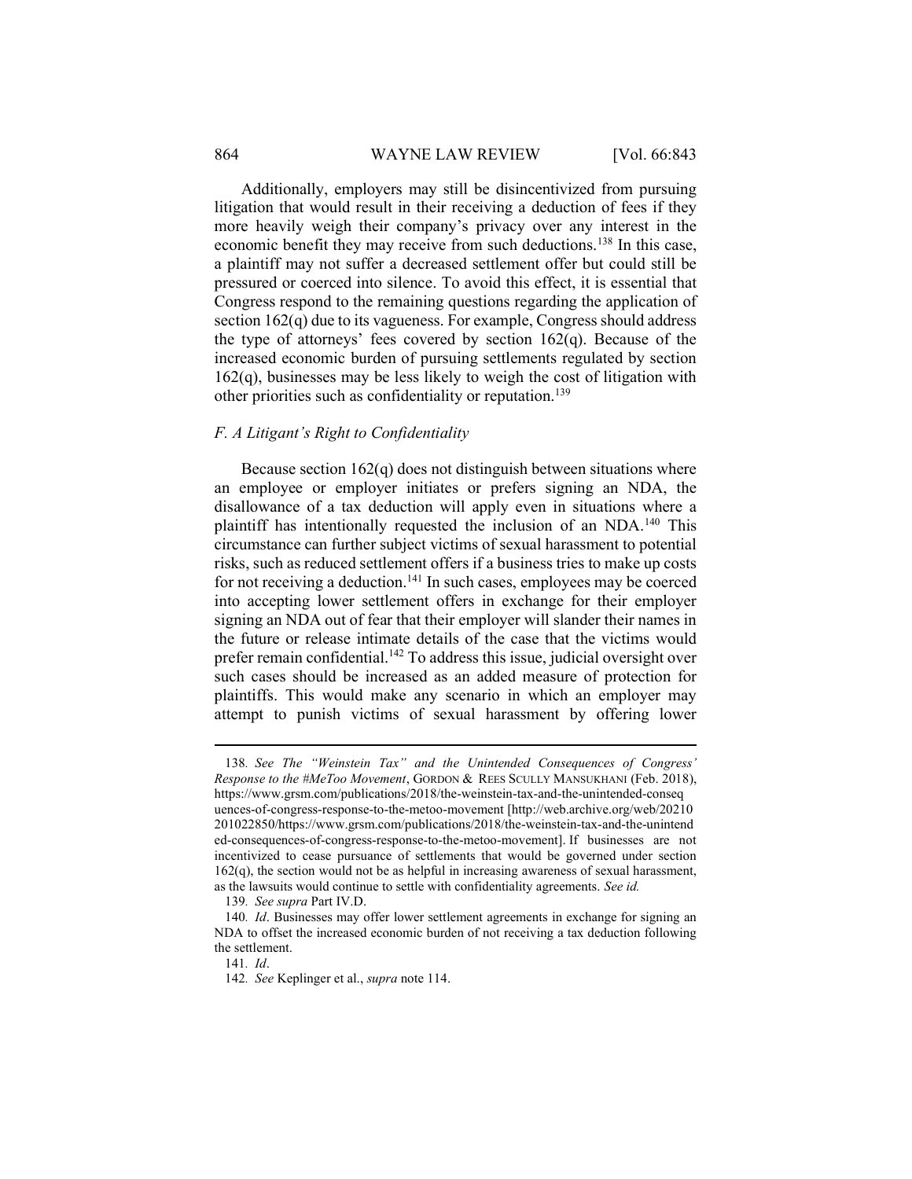Additionally, employers may still be disincentivized from pursuing litigation that would result in their receiving a deduction of fees if they more heavily weigh their company's privacy over any interest in the economic benefit they may receive from such deductions.[138] In this case, a plaintiff may not suffer a decreased settlement offer but could still be pressured or coerced into silence. To avoid this effect, it is essential that Congress respond to the remaining questions regarding the application of section 162(q) due to its vagueness. For example, Congress should address the type of attorneys' fees covered by section 162(q). Because of the increased economic burden of pursuing settlements regulated by section 162(q), businesses may be less likely to weigh the cost of litigation with other priorities such as confidentiality or reputation.[139]

### *F. A Litigant's Right to Confidentiality*

Because section 162(q) does not distinguish between situations where an employee or employer initiates or prefers signing an NDA, the disallowance of a tax deduction will apply even in situations where a plaintiff has intentionally requested the inclusion of an NDA.[140] This circumstance can further subject victims of sexual harassment to potential risks, such as reduced settlement offers if a business tries to make up costs for not receiving a deduction.[141] In such cases, employees may be coerced into accepting lower settlement offers in exchange for their employer signing an NDA out of fear that their employer will slander their names in the future or release intimate details of the case that the victims would prefer remain confidential.[142] To address this issue, judicial oversight over such cases should be increased as an added measure of protection for plaintiffs. This would make any scenario in which an employer may attempt to punish victims of sexual harassment by offering lower

---

138. *See The "Weinstein Tax" and the Unintended Consequences of Congress' Response to the #MeToo Movement*, GORDON & REES SCULLY MANSUKHANI (Feb. 2018), https://www.grsm.com/publications/2018/the-weinstein-tax-and-the-unintended-consequences-of-congress-response-to-the-metoo-movement [http://web.archive.org/web/20210201022850/https://www.grsm.com/publications/2018/the-weinstein-tax-and-the-unintended-consequences-of-congress-response-to-the-metoo-movement]. If businesses are not incentivized to cease pursuance of settlements that would be governed under section 162(q), the section would not be as helpful in increasing awareness of sexual harassment, as the lawsuits would continue to settle with confidentiality agreements. *See id.*

139. *See supra* Part IV.D.

140. *Id*. Businesses may offer lower settlement agreements in exchange for signing an NDA to offset the increased economic burden of not receiving a tax deduction following the settlement.

141. *Id*.

142. *See* Keplinger et al., *supra* note 114.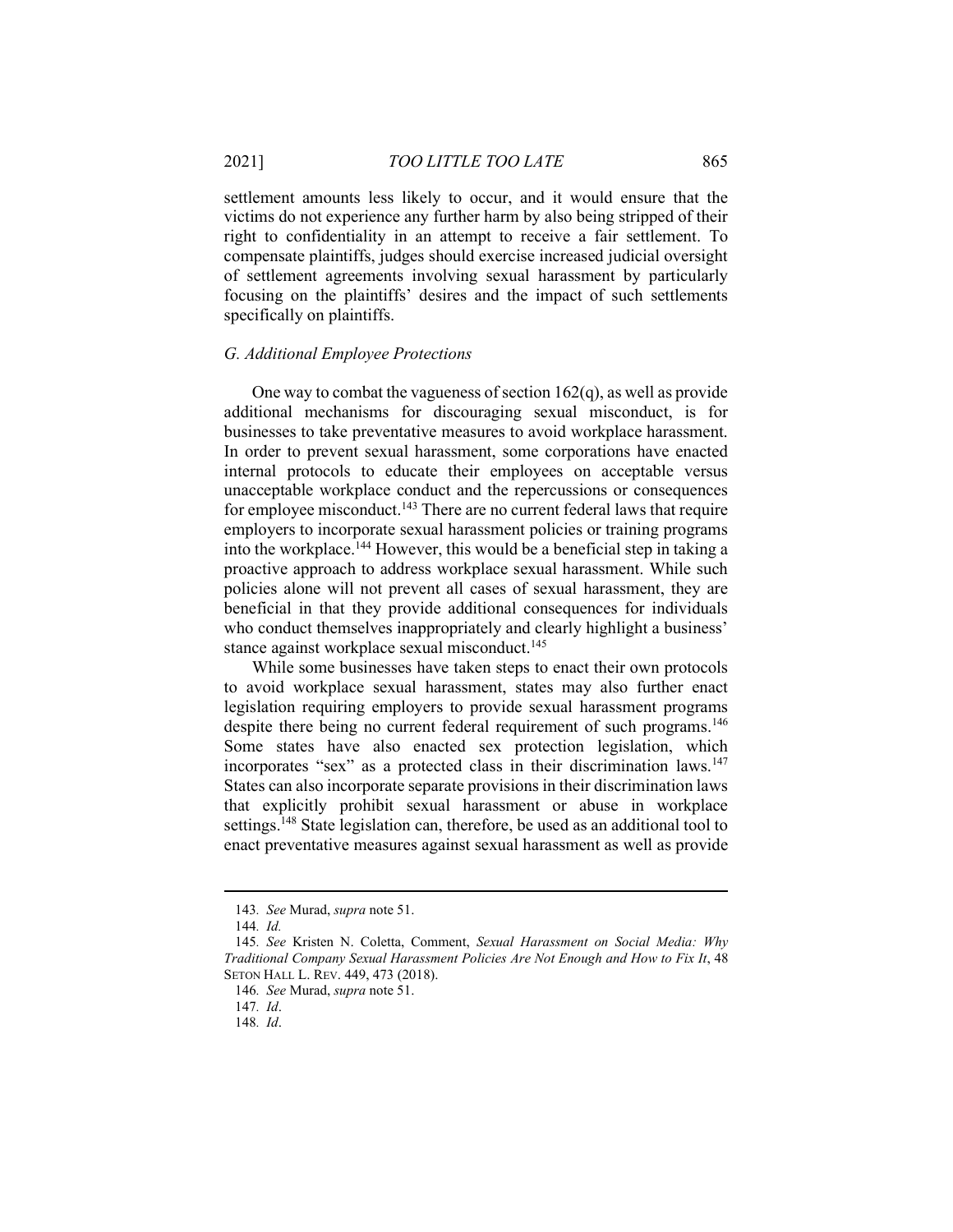settlement amounts less likely to occur, and it would ensure that the victims do not experience any further harm by also being stripped of their right to confidentiality in an attempt to receive a fair settlement. To compensate plaintiffs, judges should exercise increased judicial oversight of settlement agreements involving sexual harassment by particularly focusing on the plaintiffs' desires and the impact of such settlements specifically on plaintiffs.

### *G. Additional Employee Protections*

One way to combat the vagueness of section 162(q), as well as provide additional mechanisms for discouraging sexual misconduct, is for businesses to take preventative measures to avoid workplace harassment. In order to prevent sexual harassment, some corporations have enacted internal protocols to educate their employees on acceptable versus unacceptable workplace conduct and the repercussions or consequences for employee misconduct.[143] There are no current federal laws that require employers to incorporate sexual harassment policies or training programs into the workplace.[144] However, this would be a beneficial step in taking a proactive approach to address workplace sexual harassment. While such policies alone will not prevent all cases of sexual harassment, they are beneficial in that they provide additional consequences for individuals who conduct themselves inappropriately and clearly highlight a business' stance against workplace sexual misconduct.[145]

While some businesses have taken steps to enact their own protocols to avoid workplace sexual harassment, states may also further enact legislation requiring employers to provide sexual harassment programs despite there being no current federal requirement of such programs.[146] Some states have also enacted sex protection legislation, which incorporates "sex" as a protected class in their discrimination laws.[147] States can also incorporate separate provisions in their discrimination laws that explicitly prohibit sexual harassment or abuse in workplace settings.[148] State legislation can, therefore, be used as an additional tool to enact preventative measures against sexual harassment as well as provide

---

143. *See* Murad, *supra* note 51.

144. *Id.*

145. *See* Kristen N. Coletta, Comment, *Sexual Harassment on Social Media: Why Traditional Company Sexual Harassment Policies Are Not Enough and How to Fix It*, 48 SETON HALL L. REV. 449, 473 (2018).

146. *See* Murad, *supra* note 51.

147. *Id*.

148. *Id*.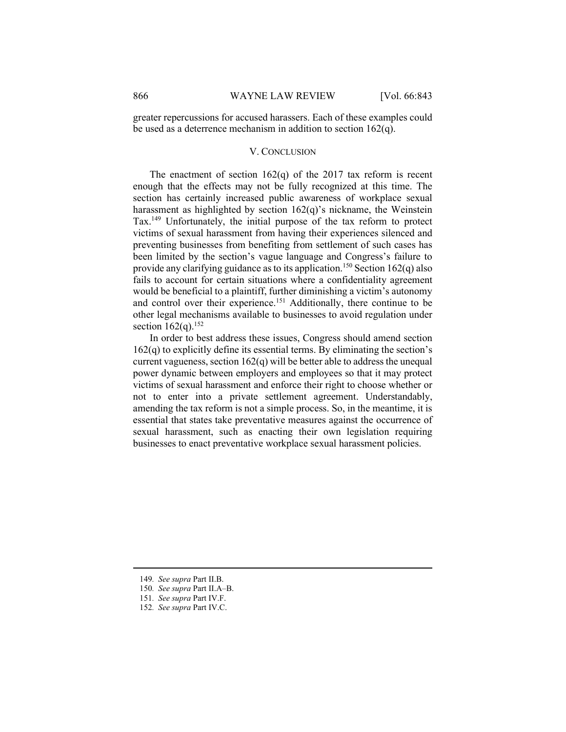greater repercussions for accused harassers. Each of these examples could be used as a deterrence mechanism in addition to section 162(q).

## V. CONCLUSION

The enactment of section 162(q) of the 2017 tax reform is recent enough that the effects may not be fully recognized at this time. The section has certainly increased public awareness of workplace sexual harassment as highlighted by section 162(q)'s nickname, the Weinstein Tax.[149] Unfortunately, the initial purpose of the tax reform to protect victims of sexual harassment from having their experiences silenced and preventing businesses from benefiting from settlement of such cases has been limited by the section's vague language and Congress's failure to provide any clarifying guidance as to its application.[150] Section 162(q) also fails to account for certain situations where a confidentiality agreement would be beneficial to a plaintiff, further diminishing a victim's autonomy and control over their experience.[151] Additionally, there continue to be other legal mechanisms available to businesses to avoid regulation under section 162(q).[152]

In order to best address these issues, Congress should amend section 162(q) to explicitly define its essential terms. By eliminating the section's current vagueness, section 162(q) will be better able to address the unequal power dynamic between employers and employees so that it may protect victims of sexual harassment and enforce their right to choose whether or not to enter into a private settlement agreement. Understandably, amending the tax reform is not a simple process. So, in the meantime, it is essential that states take preventative measures against the occurrence of sexual harassment, such as enacting their own legislation requiring businesses to enact preventative workplace sexual harassment policies.

---

149. *See supra* Part II.B.
150. *See supra* Part II.A–B.
151. *See supra* Part IV.F.
152. *See supra* Part IV.C.